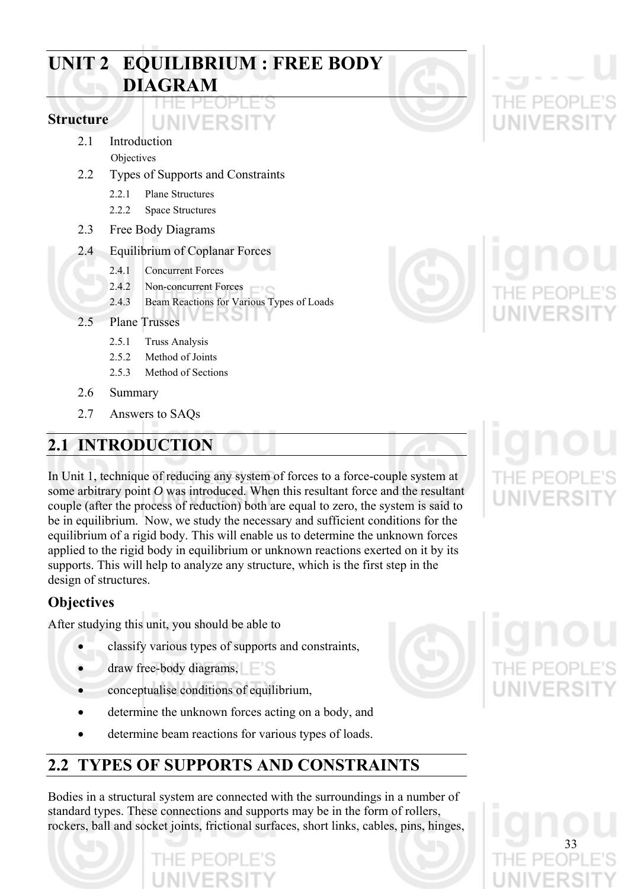# UNIT 2 EQUILIBRIUM : FREE BODY DIAGRAM

## Structure

- 2.1 Introduction
  - Objectives
- 2.2 Types of Supports and Constraints
  - 2.2.1 Plane Structures
  - 2.2.2 Space Structures
- 2.3 Free Body Diagrams
- 2.4 Equilibrium of Coplanar Forces
  - 2.4.1 Concurrent Forces
  - 2.4.2 Non-concurrent Forces
  - 2.4.3 Beam Reactions for Various Types of Loads
- 2.5 Plane Trusses
  - 2.5.1 Truss Analysis
  - 2.5.2 Method of Joints
  - 2.5.3 Method of Sections
- 2.6 Summary
- 2.7 Answers to SAQs

## 2.1 INTRODUCTION

In Unit 1, technique of reducing any system of forces to a force-couple system at some arbitrary point *O* was introduced. When this resultant force and the resultant couple (after the process of reduction) both are equal to zero, the system is said to be in equilibrium. Now, we study the necessary and sufficient conditions for the equilibrium of a rigid body. This will enable us to determine the unknown forces applied to the rigid body in equilibrium or unknown reactions exerted on it by its supports. This will help to analyze any structure, which is the first step in the design of structures.

### Objectives

After studying this unit, you should be able to

- classify various types of supports and constraints,
- draw free-body diagrams,
- conceptualise conditions of equilibrium,
- determine the unknown forces acting on a body, and
- determine beam reactions for various types of loads.

## 2.2 TYPES OF SUPPORTS AND CONSTRAINTS

Bodies in a structural system are connected with the surroundings in a number of standard types. These connections and supports may be in the form of rollers, rockers, ball and socket joints, frictional surfaces, short links, cables, pins, hinges,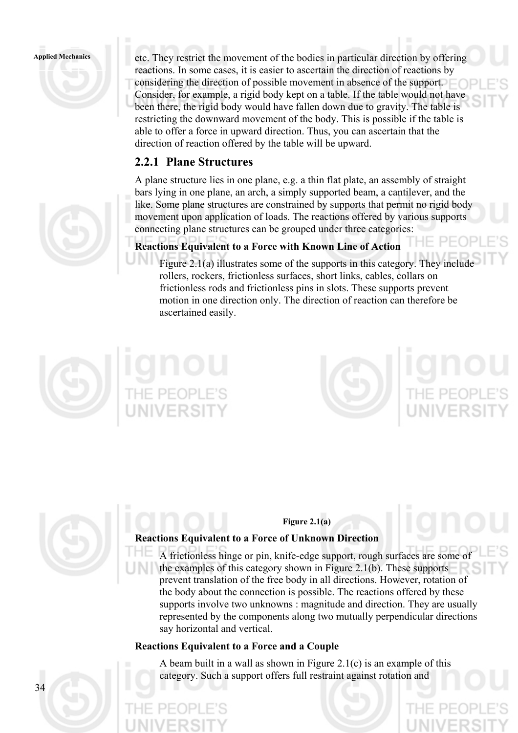etc. They restrict the movement of the bodies in particular direction by offering reactions. In some cases, it is easier to ascertain the direction of reactions by considering the direction of possible movement in absence of the support. Consider, for example, a rigid body kept on a table. If the table would not have been there, the rigid body would have fallen down due to gravity. The table is restricting the downward movement of the body. This is possible if the table is able to offer a force in upward direction. Thus, you can ascertain that the direction of reaction offered by the table will be upward.

## 2.2.1 Plane Structures

A plane structure lies in one plane, e.g. a thin flat plate, an assembly of straight bars lying in one plane, an arch, a simply supported beam, a cantilever, and the like. Some plane structures are constrained by supports that permit no rigid body movement upon application of loads. The reactions offered by various supports connecting plane structures can be grouped under three categories:

**Reactions Equivalent to a Force with Known Line of Action**

Figure 2.1(a) illustrates some of the supports in this category. They include rollers, rockers, frictionless surfaces, short links, cables, collars on frictionless rods and frictionless pins in slots. These supports prevent motion in one direction only. The direction of reaction can therefore be ascertained easily.

**Figure 2.1(a)**

**Reactions Equivalent to a Force of Unknown Direction**

A frictionless hinge or pin, knife-edge support, rough surfaces are some of the examples of this category shown in Figure 2.1(b). These supports prevent translation of the free body in all directions. However, rotation of the body about the connection is possible. The reactions offered by these supports involve two unknowns : magnitude and direction. They are usually represented by the components along two mutually perpendicular directions say horizontal and vertical.

**Reactions Equivalent to a Force and a Couple**

A beam built in a wall as shown in Figure 2.1(c) is an example of this category. Such a support offers full restraint against rotation and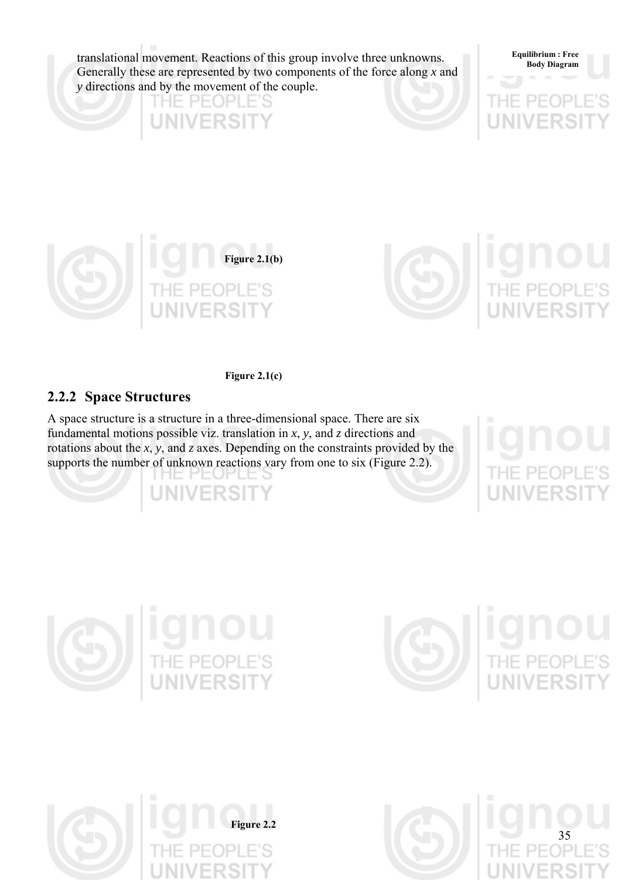translational movement. Reactions of this group involve three unknowns. Generally these are represented by two components of the force along *x* and *y* directions and by the movement of the couple.

**Figure 2.1(b)**

**Figure 2.1(c)**

## 2.2.2 Space Structures

A space structure is a structure in a three-dimensional space. There are six fundamental motions possible viz. translation in *x*, *y*, and *z* directions and rotations about the *x*, *y*, and *z* axes. Depending on the constraints provided by the supports the number of unknown reactions vary from one to six (Figure 2.2).

**Figure 2.2**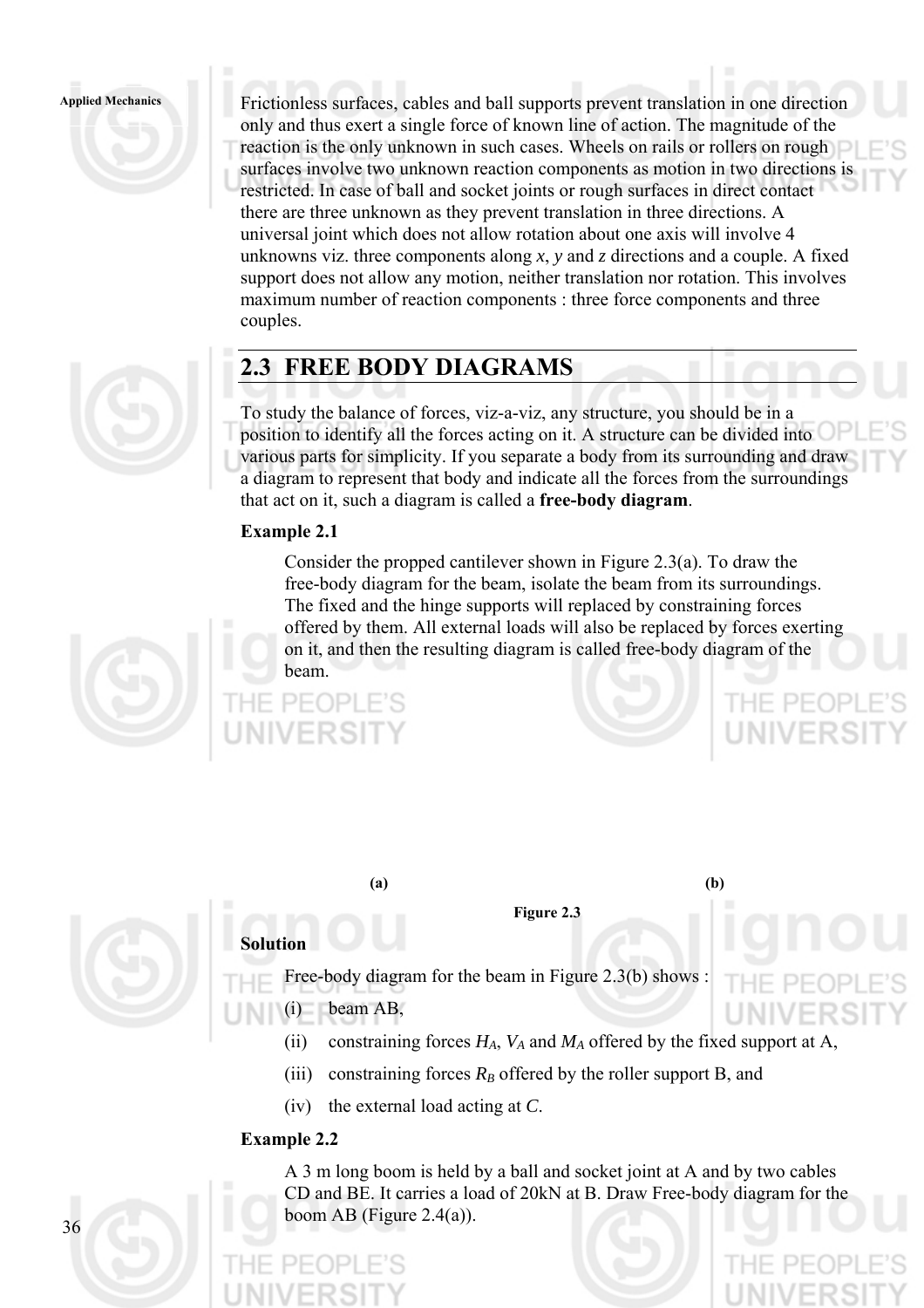Frictionless surfaces, cables and ball supports prevent translation in one direction only and thus exert a single force of known line of action. The magnitude of the reaction is the only unknown in such cases. Wheels on rails or rollers on rough surfaces involve two unknown reaction components as motion in two directions is restricted. In case of ball and socket joints or rough surfaces in direct contact there are three unknown as they prevent translation in three directions. A universal joint which does not allow rotation about one axis will involve 4 unknowns viz. three components along $x$, $y$ and $z$ directions and a couple. A fixed support does not allow any motion, neither translation nor rotation. This involves maximum number of reaction components : three force components and three couples.

## 2.3 FREE BODY DIAGRAMS

To study the balance of forces, viz-a-viz, any structure, you should be in a position to identify all the forces acting on it. A structure can be divided into various parts for simplicity. If you separate a body from its surrounding and draw a diagram to represent that body and indicate all the forces from the surroundings that act on it, such a diagram is called a **free-body diagram**.

**Example 2.1**

Consider the propped cantilever shown in Figure 2.3(a). To draw the free-body diagram for the beam, isolate the beam from its surroundings. The fixed and the hinge supports will replaced by constraining forces offered by them. All external loads will also be replaced by forces exerting on it, and then the resulting diagram is called free-body diagram of the beam.

**(a)** **(b)**

**Figure 2.3**

**Solution**

Free-body diagram for the beam in Figure 2.3(b) shows :

(i) beam AB,

(ii) constraining forces $H_A$, $V_A$ and $M_A$ offered by the fixed support at A,

(iii) constraining forces $R_B$ offered by the roller support B, and

(iv) the external load acting at $C$.

**Example 2.2**

A 3 m long boom is held by a ball and socket joint at A and by two cables CD and BE. It carries a load of 20kN at B. Draw Free-body diagram for the boom AB (Figure 2.4(a)).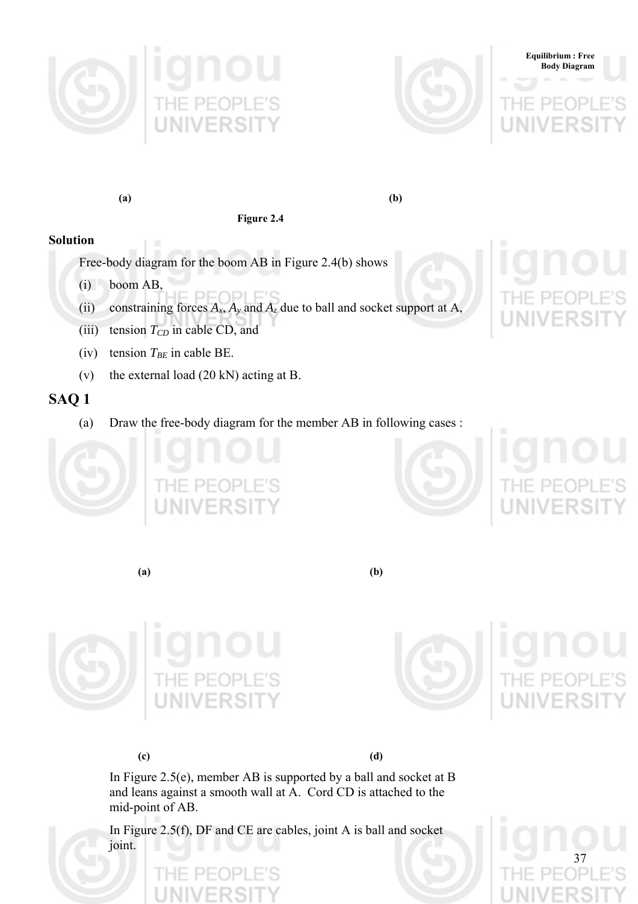**(a)** **(b)**

**Figure 2.4**

**Solution**

Free-body diagram for the boom AB in Figure 2.4(b) shows

(i) boom AB,

(ii) constraining forces $A_x$, $A_y$ and $A_z$ due to ball and socket support at A,

(iii) tension $T_{CD}$ in cable CD, and

(iv) tension $T_{BE}$ in cable BE.

(v) the external load (20 kN) acting at B.

## SAQ 1

(a) Draw the free-body diagram for the member AB in following cases :

**(a)** **(b)**

**(c)** **(d)**

In Figure 2.5(e), member AB is supported by a ball and socket at B and leans against a smooth wall at A. Cord CD is attached to the mid-point of AB.

In Figure 2.5(f), DF and CE are cables, joint A is ball and socket joint.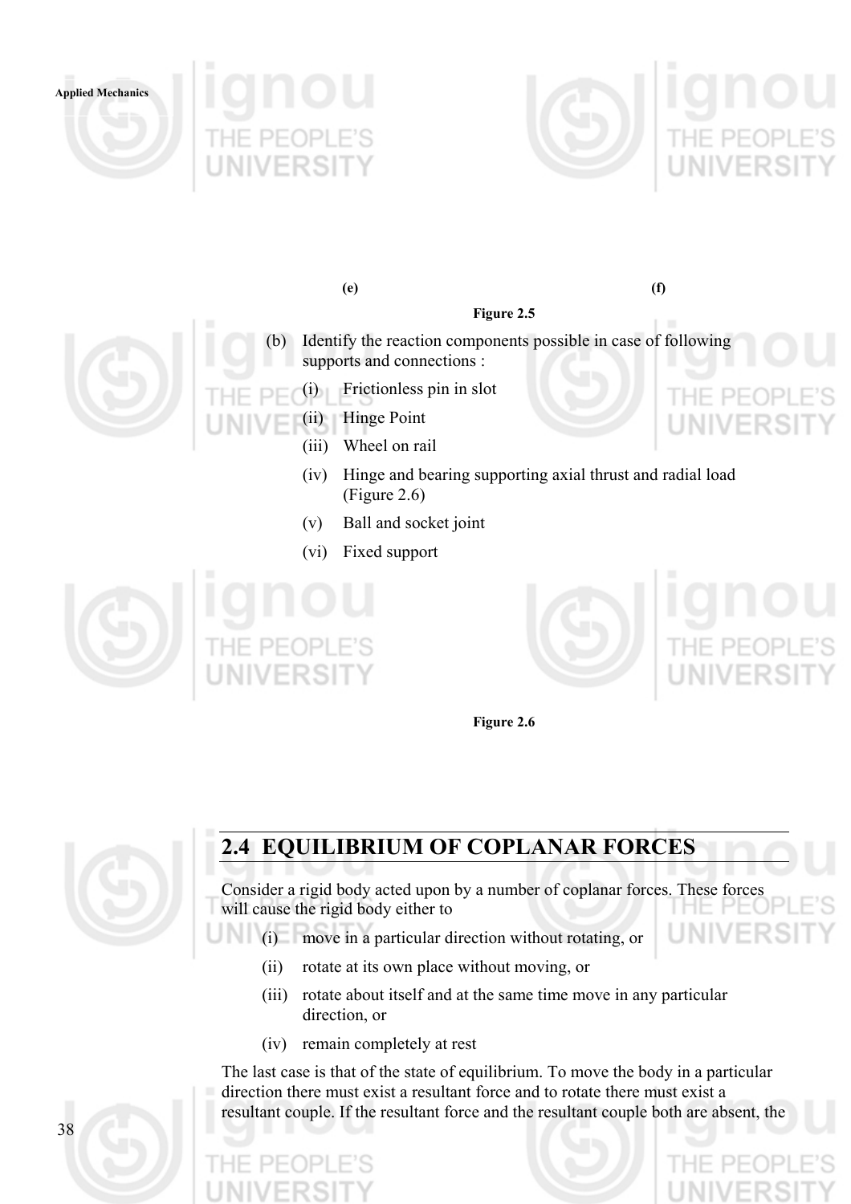(e) (f)

Figure 2.5

(b) Identify the reaction components possible in case of following supports and connections :

  (i) Frictionless pin in slot

  (ii) Hinge Point

  (iii) Wheel on rail

  (iv) Hinge and bearing supporting axial thrust and radial load (Figure 2.6)

  (v) Ball and socket joint

  (vi) Fixed support

Figure 2.6

## 2.4 EQUILIBRIUM OF COPLANAR FORCES

Consider a rigid body acted upon by a number of coplanar forces. These forces will cause the rigid body either to

(i) move in a particular direction without rotating, or

(ii) rotate at its own place without moving, or

(iii) rotate about itself and at the same time move in any particular direction, or

(iv) remain completely at rest

The last case is that of the state of equilibrium. To move the body in a particular direction there must exist a resultant force and to rotate there must exist a resultant couple. If the resultant force and the resultant couple both are absent, the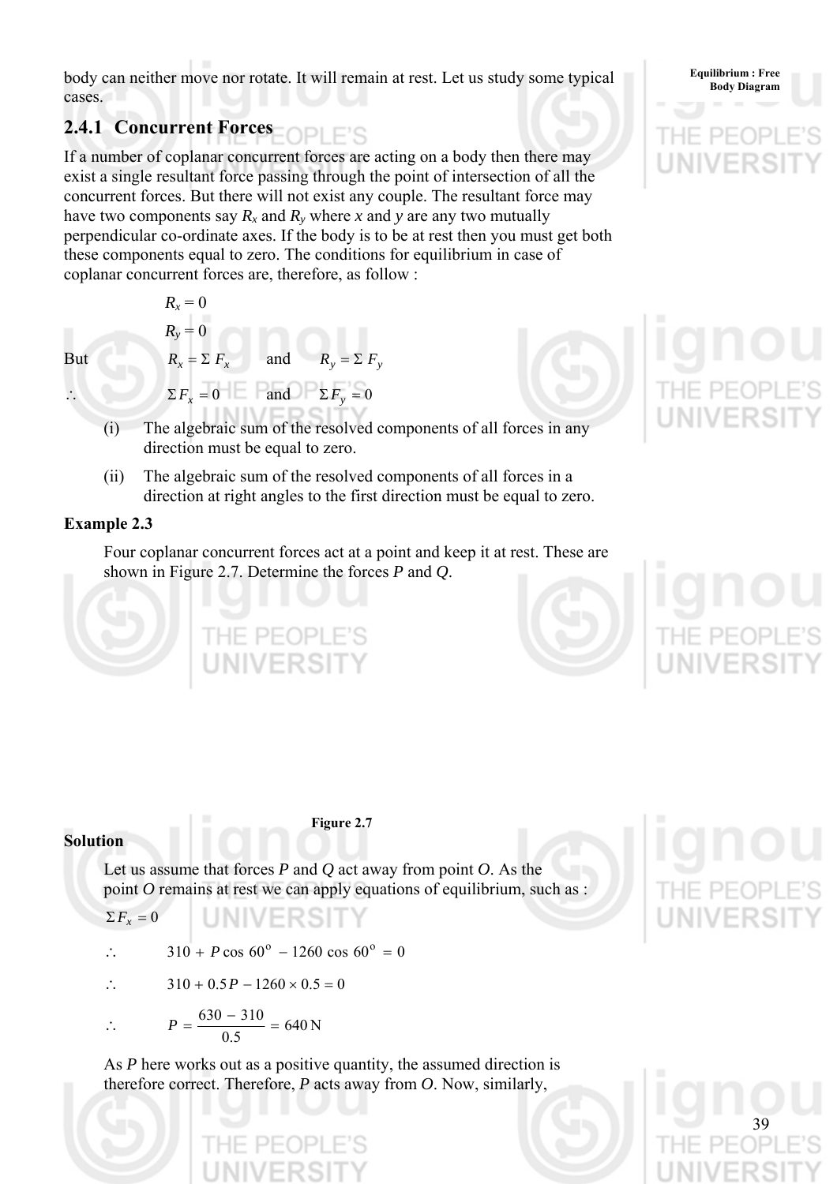body can neither move nor rotate. It will remain at rest. Let us study some typical cases.

### 2.4.1 Concurrent Forces

If a number of coplanar concurrent forces are acting on a body then there may exist a single resultant force passing through the point of intersection of all the concurrent forces. But there will not exist any couple. The resultant force may have two components say $R_x$ and $R_y$ where $x$ and $y$ are any two mutually perpendicular co-ordinate axes. If the body is to be at rest then you must get both these components equal to zero. The conditions for equilibrium in case of coplanar concurrent forces are, therefore, as follow :

$$R_x = 0$$

$$R_y = 0$$

But $\quad R_x = \Sigma F_x \quad$ and $\quad R_y = \Sigma F_y$

$\therefore \quad \Sigma F_x = 0 \quad$ and $\quad \Sigma F_y = 0$

(i) The algebraic sum of the resolved components of all forces in any direction must be equal to zero.

(ii) The algebraic sum of the resolved components of all forces in a direction at right angles to the first direction must be equal to zero.

**Example 2.3**

Four coplanar concurrent forces act at a point and keep it at rest. These are shown in Figure 2.7. Determine the forces *P* and *Q*.

**Figure 2.7**

**Solution**

Let us assume that forces *P* and *Q* act away from point *O*. As the point *O* remains at rest we can apply equations of equilibrium, such as :

$$\Sigma F_x = 0$$

$$\therefore \quad 310 + P \cos 60^o - 1260 \cos 60^o = 0$$

$$\therefore \quad 310 + 0.5P - 1260 \times 0.5 = 0$$

$$\therefore \quad P = \frac{630 - 310}{0.5} = 640 \text{ N}$$

As *P* here works out as a positive quantity, the assumed direction is therefore correct. Therefore, *P* acts away from *O*. Now, similarly,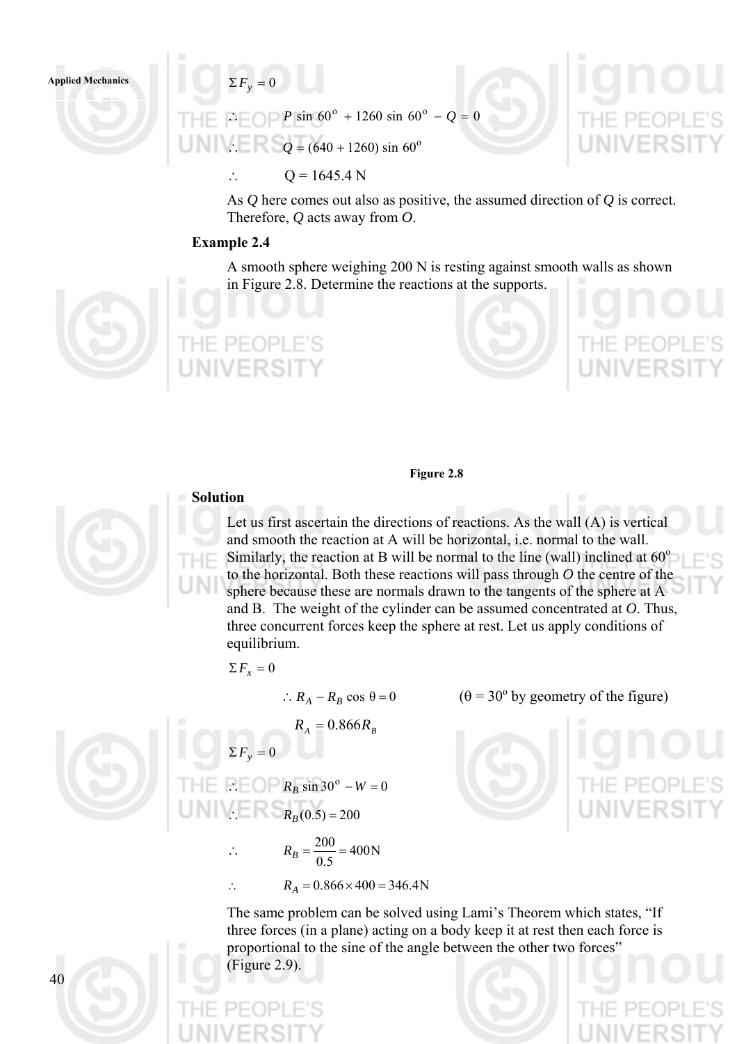$\Sigma F_y = 0$

$\therefore \quad P \sin 60^o + 1260 \sin 60^o - Q = 0$

$\therefore \quad Q = (640 + 1260) \sin 60^o$

$\therefore \quad Q = 1645.4$ N

As $Q$ here comes out also as positive, the assumed direction of $Q$ is correct. Therefore, $Q$ acts away from $O$.

### Example 2.4

A smooth sphere weighing 200 N is resting against smooth walls as shown in Figure 2.8. Determine the reactions at the supports.

Figure 2.8

### Solution

Let us first ascertain the directions of reactions. As the wall (A) is vertical and smooth the reaction at A will be horizontal, i.e. normal to the wall. Similarly, the reaction at B will be normal to the line (wall) inclined at $60^o$ to the horizontal. Both these reactions will pass through $O$ the centre of the sphere because these are normals drawn to the tangents of the sphere at A and B. The weight of the cylinder can be assumed concentrated at $O$. Thus, three concurrent forces keep the sphere at rest. Let us apply conditions of equilibrium.

$\Sigma F_x = 0$

$\therefore R_A - R_B \cos \theta = 0 \qquad (\theta = 30^o$ by geometry of the figure)

$R_A = 0.866 R_B$

$\Sigma F_y = 0$

$\therefore \quad R_B \sin 30^o - W = 0$

$\therefore \quad R_B (0.5) = 200$

$$\therefore \quad R_B = \frac{200}{0.5} = 400\text{N}$$

$\therefore \quad R_A = 0.866 \times 400 = 346.4\text{N}$

The same problem can be solved using Lami's Theorem which states, "If three forces (in a plane) acting on a body keep it at rest then each force is proportional to the sine of the angle between the other two forces" (Figure 2.9).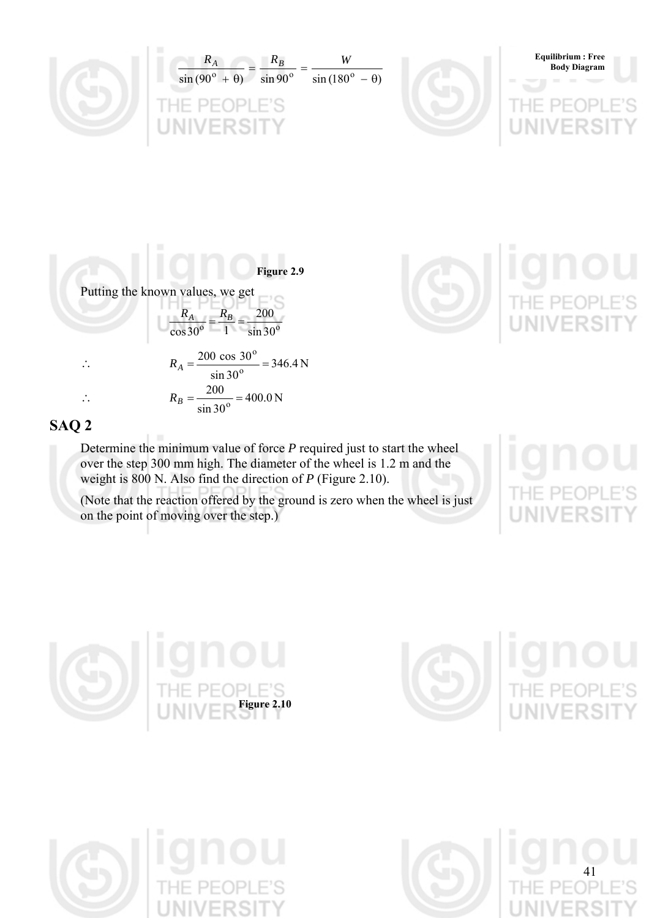$$\frac{R_A}{\sin (90^\circ + \theta)} = \frac{R_B}{\sin 90^\circ} = \frac{W}{\sin (180^\circ - \theta)}$$

Figure 2.9

Putting the known values, we get

$$\frac{R_A}{\cos 30^\circ} = \frac{R_B}{1} = \frac{200}{\sin 30^\circ}$$

$$\therefore \quad R_A = \frac{200 \cos 30^\circ}{\sin 30^\circ} = 346.4 \text{ N}$$

$$\therefore \quad R_B = \frac{200}{\sin 30^\circ} = 400.0 \text{ N}$$

## SAQ 2

Determine the minimum value of force $P$ required just to start the wheel over the step 300 mm high. The diameter of the wheel is 1.2 m and the weight is 800 N. Also find the direction of $P$ (Figure 2.10).

(Note that the reaction offered by the ground is zero when the wheel is just on the point of moving over the step.)

Figure 2.10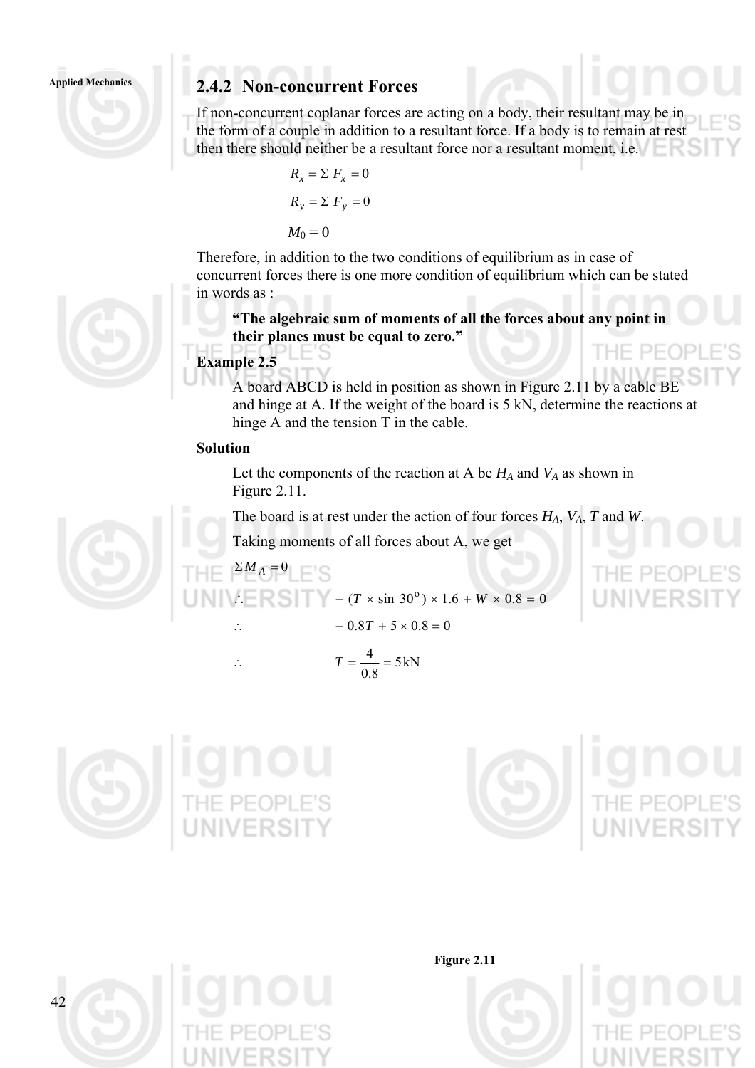### 2.4.2 Non-concurrent Forces

If non-concurrent coplanar forces are acting on a body, their resultant may be in the form of a couple in addition to a resultant force. If a body is to remain at rest then there should neither be a resultant force nor a resultant moment, i.e.

$$R_x = \Sigma F_x = 0$$

$$R_y = \Sigma F_y = 0$$

$$M_0 = 0$$

Therefore, in addition to the two conditions of equilibrium as in case of concurrent forces there is one more condition of equilibrium which can be stated in words as :

**"The algebraic sum of moments of all the forces about any point in their planes must be equal to zero."**

**Example 2.5**

A board ABCD is held in position as shown in Figure 2.11 by a cable BE and hinge at A. If the weight of the board is 5 kN, determine the reactions at hinge A and the tension T in the cable.

**Solution**

Let the components of the reaction at A be $H_A$ and $V_A$ as shown in Figure 2.11.

The board is at rest under the action of four forces $H_A$, $V_A$, $T$ and $W$.

Taking moments of all forces about A, we get

$$\Sigma M_A = 0$$

$$\therefore \quad - (T \times \sin 30^\circ) \times 1.6 + W \times 0.8 = 0$$

$$\therefore \quad - 0.8T + 5 \times 0.8 = 0$$

$$\therefore \quad T = \frac{4}{0.8} = 5 \text{ kN}$$

Figure 2.11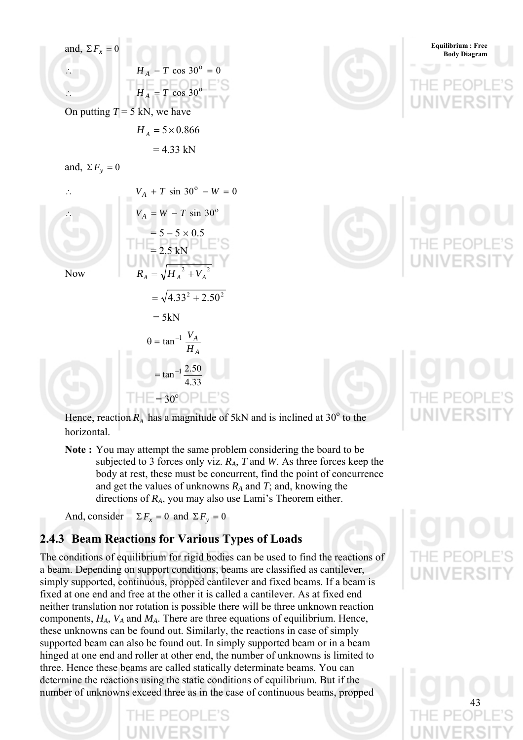and, $\Sigma F_x = 0$

$$\therefore \quad H_A - T \cos 30^\circ = 0$$

$$\therefore \quad H_A = T \cos 30^\circ$$

On putting $T = 5$ kN, we have

$$H_A = 5 \times 0.866$$

$$= 4.33 \text{ kN}$$

and, $\Sigma F_y = 0$

$$\therefore \quad V_A + T \sin 30^\circ - W = 0$$

$$\therefore \quad V_A = W - T \sin 30^\circ$$

$$= 5 - 5 \times 0.5$$

$$= 2.5 \text{ kN}$$

Now $\quad R_A = \sqrt{{H_A}^2 + {V_A}^2}$

$$= \sqrt{4.33^2 + 2.50^2}$$

$$= 5 \text{kN}$$

$$\theta = \tan^{-1} \frac{V_A}{H_A}$$

$$= \tan^{-1} \frac{2.50}{4.33}$$

$$= 30^\circ$$

Hence, reaction $R_A$ has a magnitude of 5kN and is inclined at $30^\circ$ to the horizontal.

**Note :** You may attempt the same problem considering the board to be subjected to 3 forces only viz. $R_A$, $T$ and $W$. As three forces keep the body at rest, these must be concurrent, find the point of concurrence and get the values of unknowns $R_A$ and $T$; and, knowing the directions of $R_A$, you may also use Lami's Theorem either.

And, consider $\Sigma F_x = 0$ and $\Sigma F_y = 0$

### 2.4.3 Beam Reactions for Various Types of Loads

The conditions of equilibrium for rigid bodies can be used to find the reactions of a beam. Depending on support conditions, beams are classified as cantilever, simply supported, continuous, propped cantilever and fixed beams. If a beam is fixed at one end and free at the other it is called a cantilever. As at fixed end neither translation nor rotation is possible there will be three unknown reaction components, $H_A$, $V_A$ and $M_A$. There are three equations of equilibrium. Hence, these unknowns can be found out. Similarly, the reactions in case of simply supported beam can also be found out. In simply supported beam or in a beam hinged at one end and roller at other end, the number of unknowns is limited to three. Hence these beams are called statically determinate beams. You can determine the reactions using the static conditions of equilibrium. But if the number of unknowns exceed three as in the case of continuous beams, propped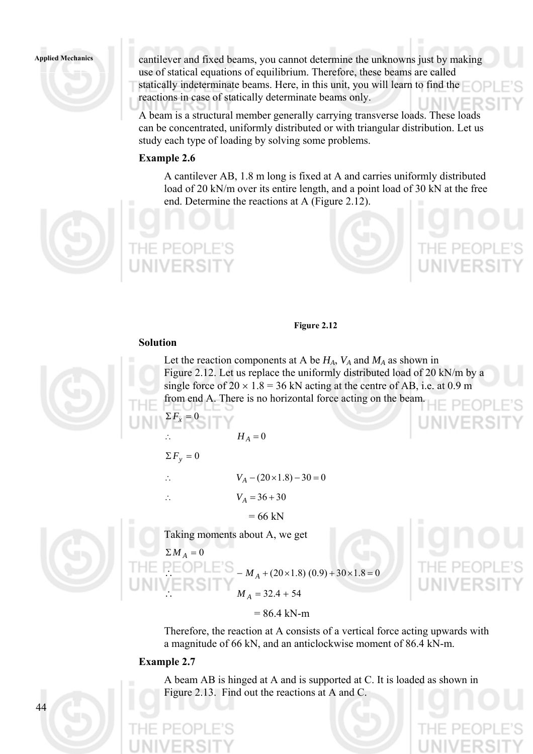cantilever and fixed beams, you cannot determine the unknowns just by making use of statical equations of equilibrium. Therefore, these beams are called statically indeterminate beams. Here, in this unit, you will learn to find the reactions in case of statically determinate beams only.

A beam is a structural member generally carrying transverse loads. These loads can be concentrated, uniformly distributed or with triangular distribution. Let us study each type of loading by solving some problems.

### Example 2.6

A cantilever AB, 1.8 m long is fixed at A and carries uniformly distributed load of 20 kN/m over its entire length, and a point load of 30 kN at the free end. Determine the reactions at A (Figure 2.12).

**Figure 2.12**

### Solution

Let the reaction components at A be $H_A$, $V_A$ and $M_A$ as shown in Figure 2.12. Let us replace the uniformly distributed load of 20 kN/m by a single force of $20 \times 1.8 = 36$ kN acting at the centre of AB, i.e. at 0.9 m from end A. There is no horizontal force acting on the beam.

$$\Sigma F_x = 0$$

$$\therefore \quad H_A = 0$$

$$\Sigma F_y = 0$$

$$\therefore \quad V_A - (20 \times 1.8) - 30 = 0$$

$$\therefore \quad V_A = 36 + 30$$

$$= 66 \text{ kN}$$

Taking moments about A, we get

$$\Sigma M_A = 0$$

$$\therefore \quad -M_A + (20 \times 1.8)\,(0.9) + 30 \times 1.8 = 0$$

$$\therefore \quad M_A = 32.4 + 54$$

$$= 86.4 \text{ kN-m}$$

Therefore, the reaction at A consists of a vertical force acting upwards with a magnitude of 66 kN, and an anticlockwise moment of 86.4 kN-m.

### Example 2.7

A beam AB is hinged at A and is supported at C. It is loaded as shown in Figure 2.13. Find out the reactions at A and C.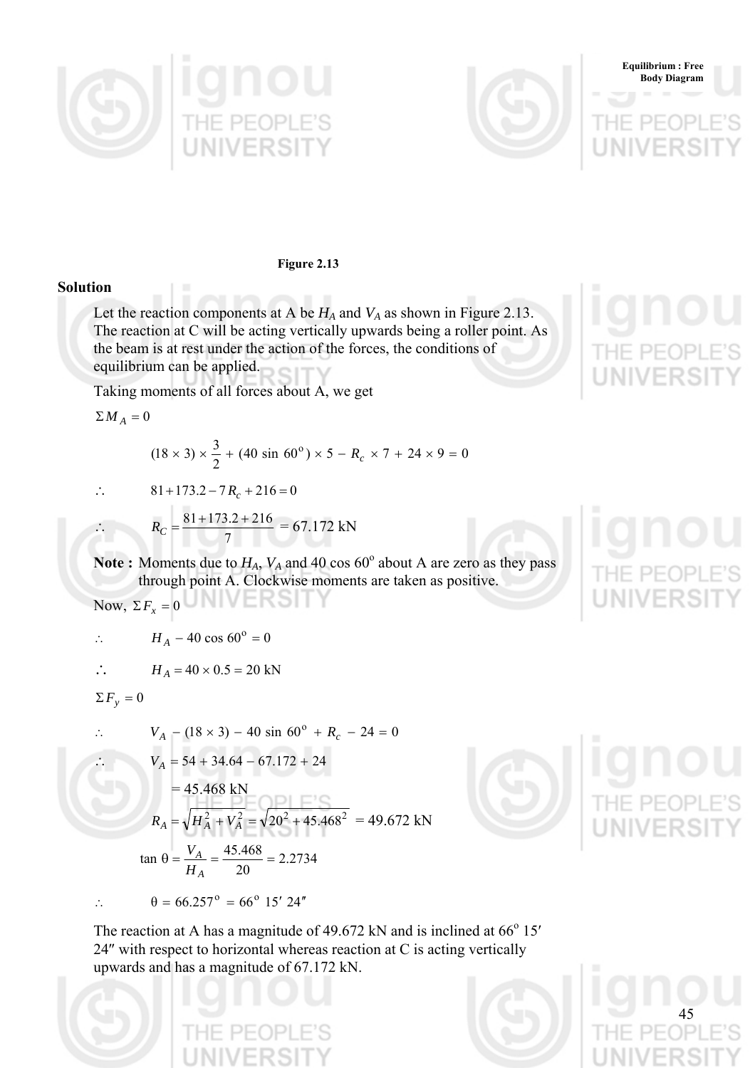**Figure 2.13**

## Solution

Let the reaction components at A be $H_A$ and $V_A$ as shown in Figure 2.13. The reaction at C will be acting vertically upwards being a roller point. As the beam is at rest under the action of the forces, the conditions of equilibrium can be applied.

Taking moments of all forces about A, we get

$\Sigma M_A = 0$

$$(18 \times 3) \times \frac{3}{2} + (40 \sin 60^{\circ}) \times 5 - R_c \times 7 + 24 \times 9 = 0$$

$$\therefore \quad 81 + 173.2 - 7 R_c + 216 = 0$$

$$\therefore \quad R_C = \frac{81 + 173.2 + 216}{7} = 67.172 \text{ kN}$$

**Note :** Moments due to $H_A$, $V_A$ and 40 cos 60° about A are zero as they pass through point A. Clockwise moments are taken as positive.

Now, $\Sigma F_x = 0$

$$\therefore \quad H_A - 40 \cos 60^{\circ} = 0$$

$$\therefore \quad H_A = 40 \times 0.5 = 20 \text{ kN}$$

$\Sigma F_y = 0$

$$\therefore \quad V_A - (18 \times 3) - 40 \sin 60^{\circ} + R_c - 24 = 0$$

$$\therefore \quad V_A = 54 + 34.64 - 67.172 + 24$$

$$= 45.468 \text{ kN}$$

$$R_A = \sqrt{H_A^2 + V_A^2} = \sqrt{20^2 + 45.468^2} = 49.672 \text{ kN}$$

$$\tan \theta = \frac{V_A}{H_A} = \frac{45.468}{20} = 2.2734$$

$$\therefore \quad \theta = 66.257^{\circ} = 66^{\circ}\ 15'\ 24''$$

The reaction at A has a magnitude of 49.672 kN and is inclined at $66^{\circ}\ 15'\ 24''$ with respect to horizontal whereas reaction at C is acting vertically upwards and has a magnitude of 67.172 kN.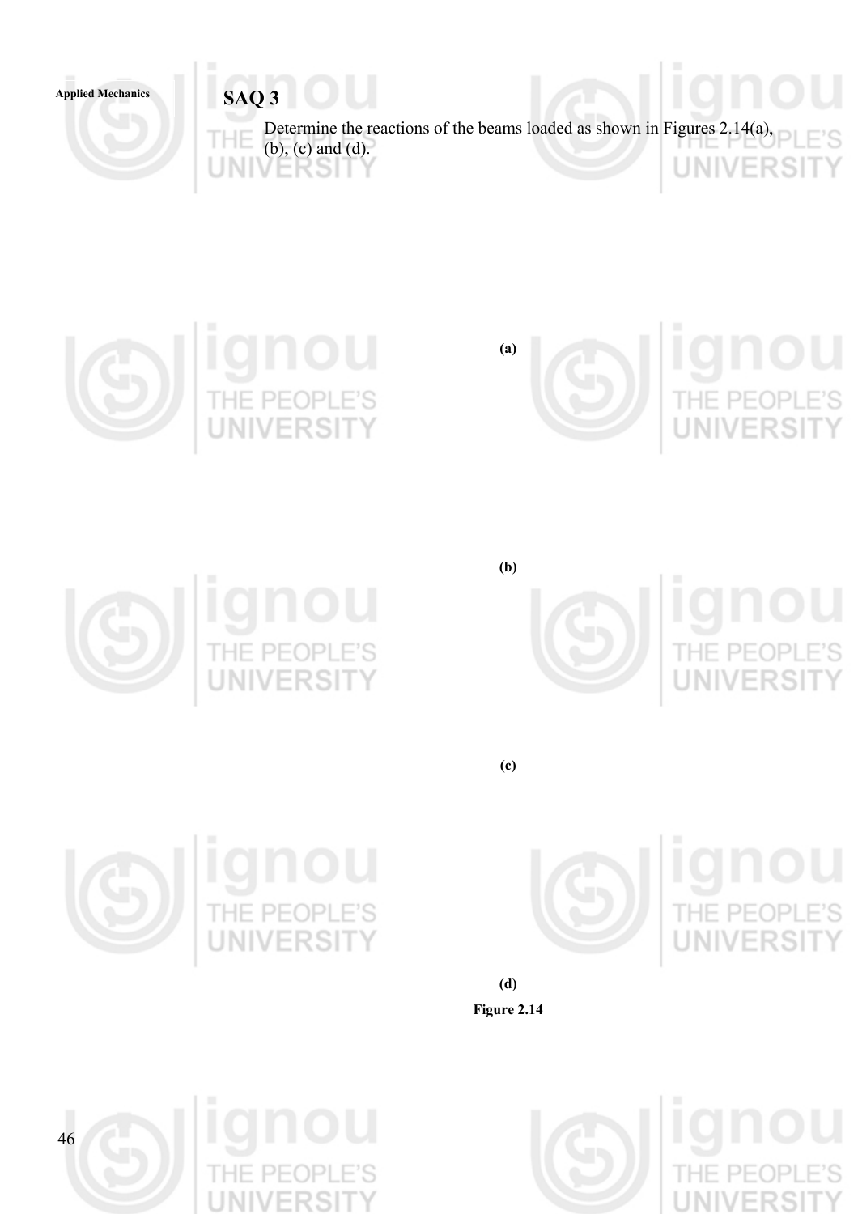## SAQ 3

Determine the reactions of the beams loaded as shown in Figures 2.14(a), (b), (c) and (d).

(a)

(b)

(c)

(d)

**Figure 2.14**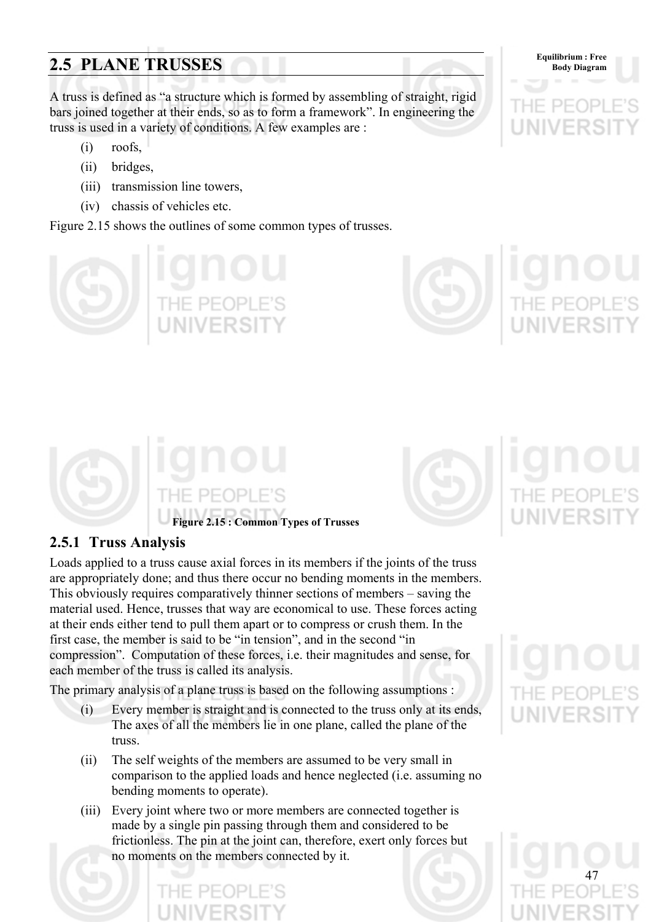## 2.5 PLANE TRUSSES

A truss is defined as "a structure which is formed by assembling of straight, rigid bars joined together at their ends, so as to form a framework". In engineering the truss is used in a variety of conditions. A few examples are :

(i) roofs,

(ii) bridges,

(iii) transmission line towers,

(iv) chassis of vehicles etc.

Figure 2.15 shows the outlines of some common types of trusses.

**Figure 2.15 : Common Types of Trusses**

### 2.5.1 Truss Analysis

Loads applied to a truss cause axial forces in its members if the joints of the truss are appropriately done; and thus there occur no bending moments in the members. This obviously requires comparatively thinner sections of members – saving the material used. Hence, trusses that way are economical to use. These forces acting at their ends either tend to pull them apart or to compress or crush them. In the first case, the member is said to be "in tension", and in the second "in compression". Computation of these forces, i.e. their magnitudes and sense, for each member of the truss is called its analysis.

The primary analysis of a plane truss is based on the following assumptions :

(i) Every member is straight and is connected to the truss only at its ends, The axes of all the members lie in one plane, called the plane of the truss.

(ii) The self weights of the members are assumed to be very small in comparison to the applied loads and hence neglected (i.e. assuming no bending moments to operate).

(iii) Every joint where two or more members are connected together is made by a single pin passing through them and considered to be frictionless. The pin at the joint can, therefore, exert only forces but no moments on the members connected by it.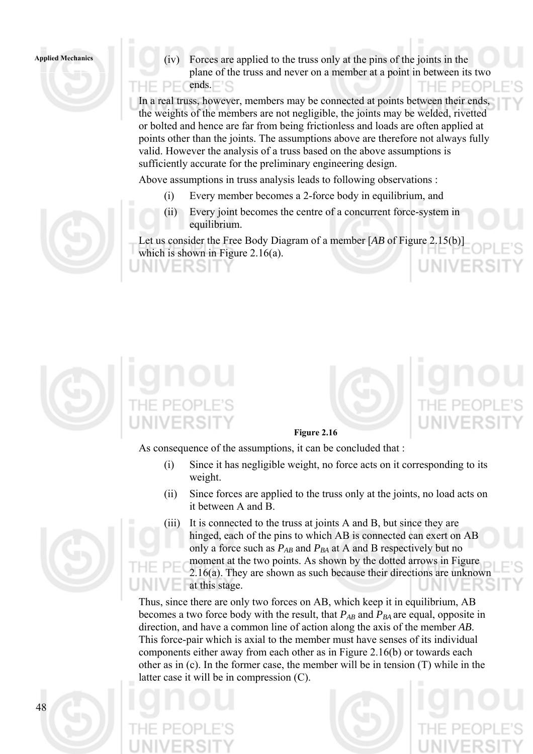(iv) Forces are applied to the truss only at the pins of the joints in the plane of the truss and never on a member at a point in between its two ends.

In a real truss, however, members may be connected at points between their ends, the weights of the members are not negligible, the joints may be welded, rivetted or bolted and hence are far from being frictionless and loads are often applied at points other than the joints. The assumptions above are therefore not always fully valid. However the analysis of a truss based on the above assumptions is sufficiently accurate for the preliminary engineering design.

Above assumptions in truss analysis leads to following observations :

(i) Every member becomes a 2-force body in equilibrium, and

(ii) Every joint becomes the centre of a concurrent force-system in equilibrium.

Let us consider the Free Body Diagram of a member [*AB* of Figure 2.15(b)] which is shown in Figure 2.16(a).

**Figure 2.16**

As consequence of the assumptions, it can be concluded that :

(i) Since it has negligible weight, no force acts on it corresponding to its weight.

(ii) Since forces are applied to the truss only at the joints, no load acts on it between A and B.

(iii) It is connected to the truss at joints A and B, but since they are hinged, each of the pins to which AB is connected can exert on AB only a force such as $P_{AB}$ and $P_{BA}$ at A and B respectively but no moment at the two points. As shown by the dotted arrows in Figure 2.16(a). They are shown as such because their directions are unknown at this stage.

Thus, since there are only two forces on AB, which keep it in equilibrium, AB becomes a two force body with the result, that $P_{AB}$ and $P_{BA}$ are equal, opposite in direction, and have a common line of action along the axis of the member *AB*. This force-pair which is axial to the member must have senses of its individual components either away from each other as in Figure 2.16(b) or towards each other as in (c). In the former case, the member will be in tension (T) while in the latter case it will be in compression (C).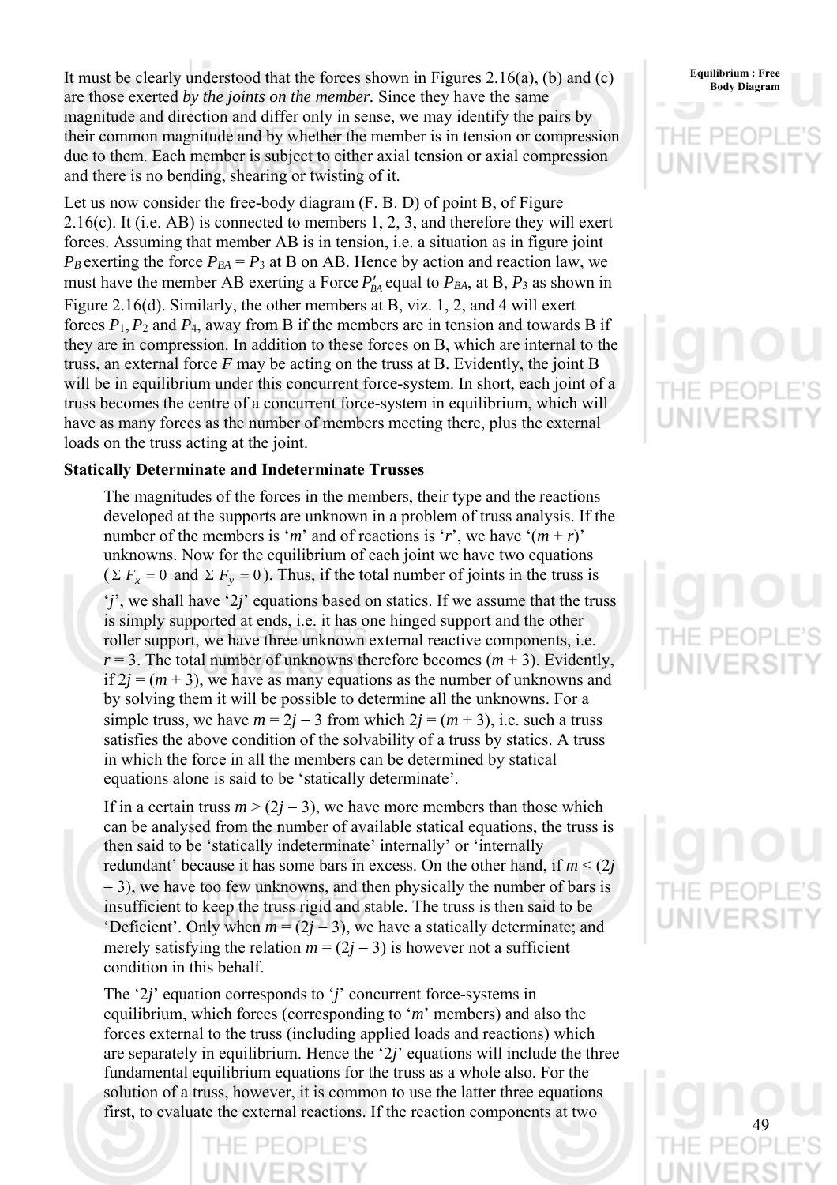It must be clearly understood that the forces shown in Figures 2.16(a), (b) and (c) are those exerted *by the joints on the member*. Since they have the same magnitude and direction and differ only in sense, we may identify the pairs by their common magnitude and by whether the member is in tension or compression due to them. Each member is subject to either axial tension or axial compression and there is no bending, shearing or twisting of it.

Let us now consider the free-body diagram (F. B. D) of point B, of Figure 2.16(c). It (i.e. AB) is connected to members 1, 2, 3, and therefore they will exert forces. Assuming that member AB is in tension, i.e. a situation as in figure joint $P_B$ exerting the force $P_{BA} = P_3$ at B on AB. Hence by action and reaction law, we must have the member AB exerting a Force $P'_{BA}$ equal to $P_{BA}$, at B, $P_3$ as shown in Figure 2.16(d). Similarly, the other members at B, viz. 1, 2, and 4 will exert forces $P_1, P_2$ and $P_4$, away from B if the members are in tension and towards B if they are in compression. In addition to these forces on B, which are internal to the truss, an external force $F$ may be acting on the truss at B. Evidently, the joint B will be in equilibrium under this concurrent force-system. In short, each joint of a truss becomes the centre of a concurrent force-system in equilibrium, which will have as many forces as the number of members meeting there, plus the external loads on the truss acting at the joint.

**Statically Determinate and Indeterminate Trusses**

The magnitudes of the forces in the members, their type and the reactions developed at the supports are unknown in a problem of truss analysis. If the number of the members is '$m$' and of reactions is '$r$', we have '$(m + r)$' unknowns. Now for the equilibrium of each joint we have two equations ($\Sigma F_x = 0$ and $\Sigma F_y = 0$). Thus, if the total number of joints in the truss is '$j$', we shall have '$2j$' equations based on statics. If we assume that the truss is simply supported at ends, i.e. it has one hinged support and the other roller support, we have three unknown external reactive components, i.e. $r = 3$. The total number of unknowns therefore becomes $(m + 3)$. Evidently, if $2j = (m + 3)$, we have as many equations as the number of unknowns and by solving them it will be possible to determine all the unknowns. For a simple truss, we have $m = 2j - 3$ from which $2j = (m + 3)$, i.e. such a truss satisfies the above condition of the solvability of a truss by statics. A truss in which the force in all the members can be determined by statical equations alone is said to be 'statically determinate'.

If in a certain truss $m > (2j - 3)$, we have more members than those which can be analysed from the number of available statical equations, the truss is then said to be 'statically indeterminate' internally' or 'internally redundant' because it has some bars in excess. On the other hand, if $m < (2j - 3)$, we have too few unknowns, and then physically the number of bars is insufficient to keep the truss rigid and stable. The truss is then said to be 'Deficient'. Only when $m = (2j - 3)$, we have a statically determinate; and merely satisfying the relation $m = (2j - 3)$ is however not a sufficient condition in this behalf.

The '$2j$' equation corresponds to '$j$' concurrent force-systems in equilibrium, which forces (corresponding to '$m$' members) and also the forces external to the truss (including applied loads and reactions) which are separately in equilibrium. Hence the '$2j$' equations will include the three fundamental equilibrium equations for the truss as a whole also. For the solution of a truss, however, it is common to use the latter three equations first, to evaluate the external reactions. If the reaction components at two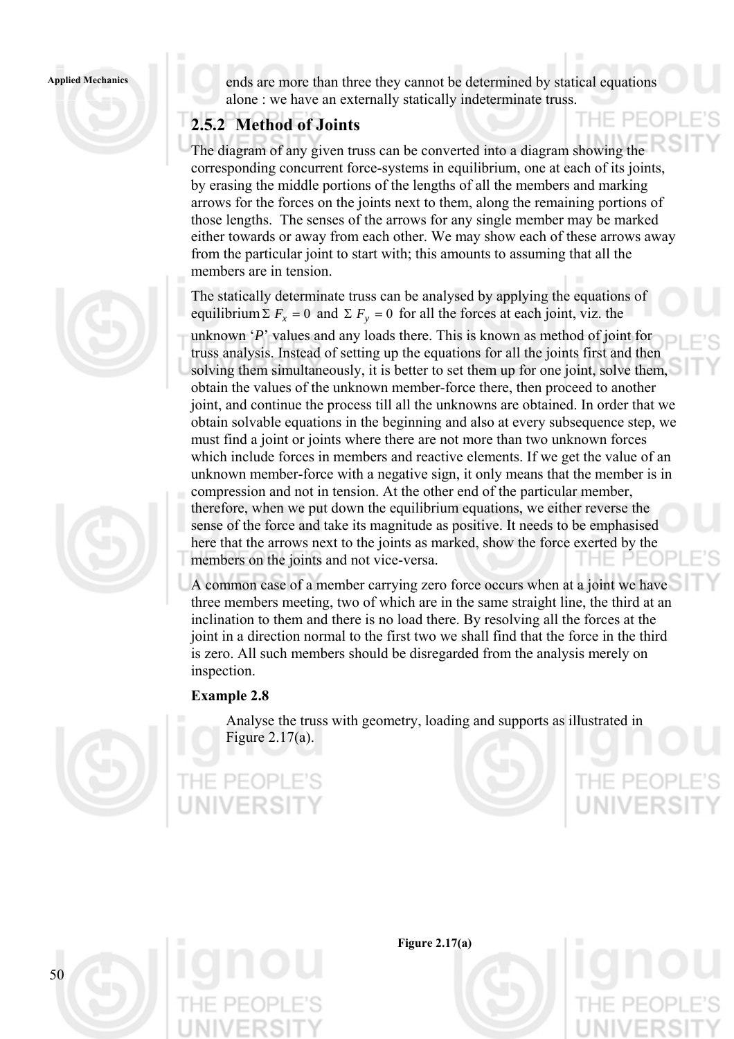ends are more than three they cannot be determined by statical equations alone : we have an externally statically indeterminate truss.

## 2.5.2 Method of Joints

The diagram of any given truss can be converted into a diagram showing the corresponding concurrent force-systems in equilibrium, one at each of its joints, by erasing the middle portions of the lengths of all the members and marking arrows for the forces on the joints next to them, along the remaining portions of those lengths. The senses of the arrows for any single member may be marked either towards or away from each other. We may show each of these arrows away from the particular joint to start with; this amounts to assuming that all the members are in tension.

The statically determinate truss can be analysed by applying the equations of equilibrium $\Sigma F_x = 0$ and $\Sigma F_y = 0$ for all the forces at each joint, viz. the unknown '*P*' values and any loads there. This is known as method of joint for truss analysis. Instead of setting up the equations for all the joints first and then solving them simultaneously, it is better to set them up for one joint, solve them, obtain the values of the unknown member-force there, then proceed to another joint, and continue the process till all the unknowns are obtained. In order that we obtain solvable equations in the beginning and also at every subsequence step, we must find a joint or joints where there are not more than two unknown forces which include forces in members and reactive elements. If we get the value of an unknown member-force with a negative sign, it only means that the member is in compression and not in tension. At the other end of the particular member, therefore, when we put down the equilibrium equations, we either reverse the sense of the force and take its magnitude as positive. It needs to be emphasised here that the arrows next to the joints as marked, show the force exerted by the members on the joints and not vice-versa.

A common case of a member carrying zero force occurs when at a joint we have three members meeting, two of which are in the same straight line, the third at an inclination to them and there is no load there. By resolving all the forces at the joint in a direction normal to the first two we shall find that the force in the third is zero. All such members should be disregarded from the analysis merely on inspection.

**Example 2.8**

Analyse the truss with geometry, loading and supports as illustrated in Figure 2.17(a).

**Figure 2.17(a)**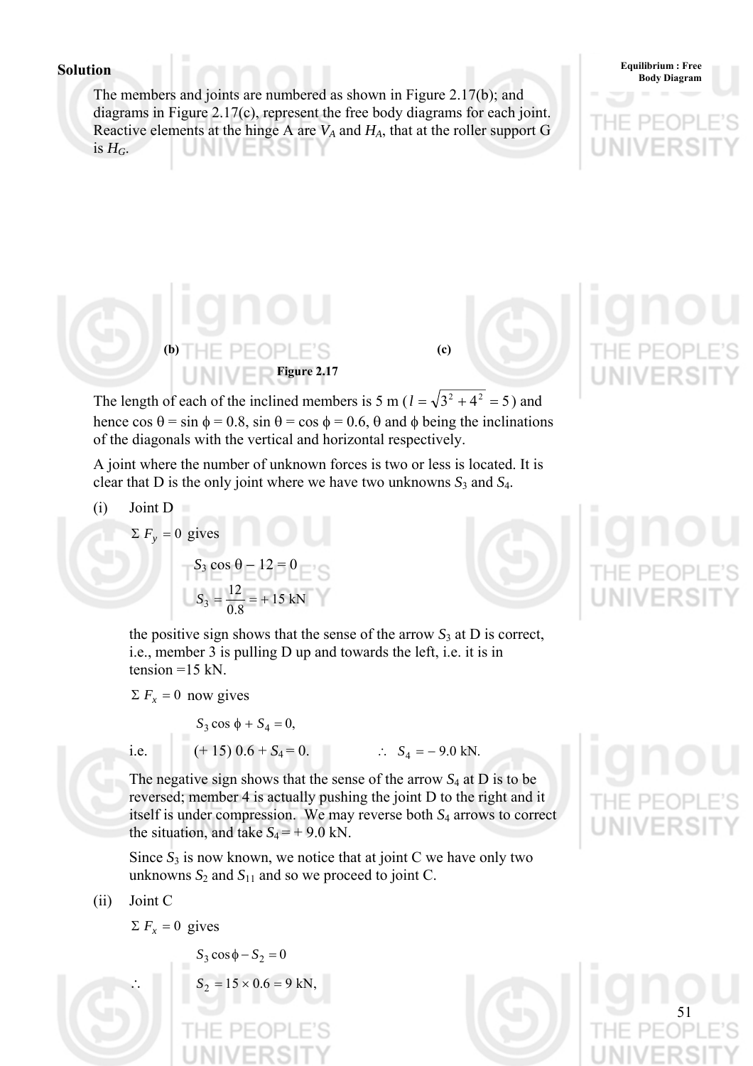**Solution**

The members and joints are numbered as shown in Figure 2.17(b); and diagrams in Figure 2.17(c), represent the free body diagrams for each joint. Reactive elements at the hinge A are $V_A$ and $H_A$, that at the roller support G is $H_G$.

(b) (c)

**Figure 2.17**

The length of each of the inclined members is 5 m ($l = \sqrt{3^2 + 4^2} = 5$) and hence cos θ = sin ϕ = 0.8, sin θ = cos ϕ = 0.6, θ and ϕ being the inclinations of the diagonals with the vertical and horizontal respectively.

A joint where the number of unknown forces is two or less is located. It is clear that D is the only joint where we have two unknowns $S_3$ and $S_4$.

(i) Joint D

$\Sigma F_y = 0$ gives

$$S_3 \cos \theta - 12 = 0$$

$$S_3 = \frac{12}{0.8} = +15 \text{ kN}$$

the positive sign shows that the sense of the arrow $S_3$ at D is correct, i.e., member 3 is pulling D up and towards the left, i.e. it is in tension =15 kN.

$\Sigma F_x = 0$ now gives

$$S_3 \cos \phi + S_4 = 0,$$

i.e. $(+15)\ 0.6 + S_4 = 0.$ $\therefore\ S_4 = -9.0$ kN.

The negative sign shows that the sense of the arrow $S_4$ at D is to be reversed; member 4 is actually pushing the joint D to the right and it itself is under compression. We may reverse both $S_4$ arrows to correct the situation, and take $S_4 = +9.0$ kN.

Since $S_3$ is now known, we notice that at joint C we have only two unknowns $S_2$ and $S_{11}$ and so we proceed to joint C.

(ii) Joint C

$\Sigma F_x = 0$ gives

$$S_3 \cos \phi - S_2 = 0$$

$$\therefore \quad S_2 = 15 \times 0.6 = 9 \text{ kN},$$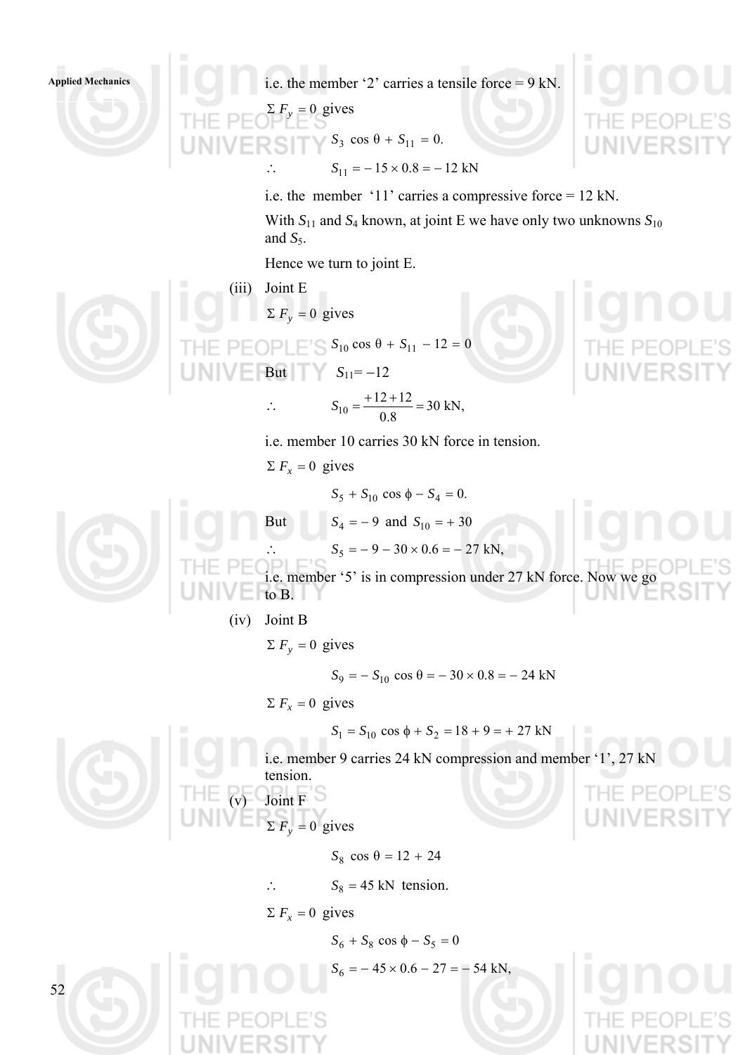i.e. the member '2' carries a tensile force = 9 kN.

$\Sigma F_y = 0$ gives

$$S_3 \cos \theta + S_{11} = 0.$$

$$\therefore \qquad S_{11} = -15 \times 0.8 = -12 \text{ kN}$$

i.e. the member '11' carries a compressive force = 12 kN.

With $S_{11}$ and $S_4$ known, at joint E we have only two unknowns $S_{10}$ and $S_5$.

Hence we turn to joint E.

(iii) Joint E

$\Sigma F_y = 0$ gives

$$S_{10} \cos \theta + S_{11} - 12 = 0$$

But $\quad S_{11} = -12$

$$\therefore \qquad S_{10} = \frac{+12 + 12}{0.8} = 30 \text{ kN},$$

i.e. member 10 carries 30 kN force in tension.

$\Sigma F_x = 0$ gives

$$S_5 + S_{10} \cos \phi - S_4 = 0.$$

But $\quad S_4 = -9$ and $S_{10} = +30$

$$\therefore \qquad S_5 = -9 - 30 \times 0.6 = -27 \text{ kN},$$

i.e. member '5' is in compression under 27 kN force. Now we go to B.

(iv) Joint B

$\Sigma F_y = 0$ gives

$$S_9 = -S_{10} \cos \theta = -30 \times 0.8 = -24 \text{ kN}$$

$\Sigma F_x = 0$ gives

$$S_1 = S_{10} \cos \phi + S_2 = 18 + 9 = +27 \text{ kN}$$

i.e. member 9 carries 24 kN compression and member '1', 27 kN tension.

(v) Joint F

$\Sigma F_y = 0$ gives

$$S_8 \cos \theta = 12 + 24$$

$$\therefore \qquad S_8 = 45 \text{ kN tension.}$$

$\Sigma F_x = 0$ gives

$$S_6 + S_8 \cos \phi - S_5 = 0$$

$$S_6 = -45 \times 0.6 - 27 = -54 \text{ kN},$$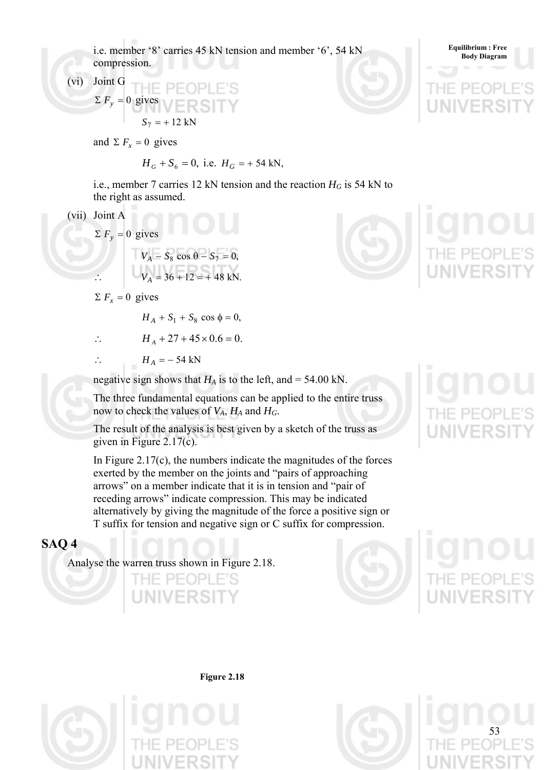i.e. member '8' carries 45 kN tension and member '6', 54 kN compression.

(vi) Joint G

$\Sigma F_y = 0$ gives

$$S_7 = +12 \text{ kN}$$

and $\Sigma F_x = 0$ gives

$$H_G + S_6 = 0, \text{ i.e. } H_G = +54 \text{ kN},$$

i.e., member 7 carries 12 kN tension and the reaction $H_G$ is 54 kN to the right as assumed.

(vii) Joint A

$\Sigma F_y = 0$ gives

$$V_A - S_8 \cos\theta - S_7 = 0,$$

$$\therefore \quad V_A = 36 + 12 = +48 \text{ kN}.$$

$\Sigma F_x = 0$ gives

$$H_A + S_1 + S_8 \cos\phi = 0,$$

$$\therefore \quad H_A + 27 + 45 \times 0.6 = 0.$$

$$\therefore \quad H_A = -54 \text{ kN}$$

negative sign shows that $H_A$ is to the left, and = 54.00 kN.

The three fundamental equations can be applied to the entire truss now to check the values of $V_A$, $H_A$ and $H_G$.

The result of the analysis is best given by a sketch of the truss as given in Figure 2.17(c).

In Figure 2.17(c), the numbers indicate the magnitudes of the forces exerted by the member on the joints and "pairs of approaching arrows" on a member indicate that it is in tension and "pair of receding arrows" indicate compression. This may be indicated alternatively by giving the magnitude of the force a positive sign or T suffix for tension and negative sign or C suffix for compression.

## SAQ 4

Analyse the warren truss shown in Figure 2.18.

**Figure 2.18**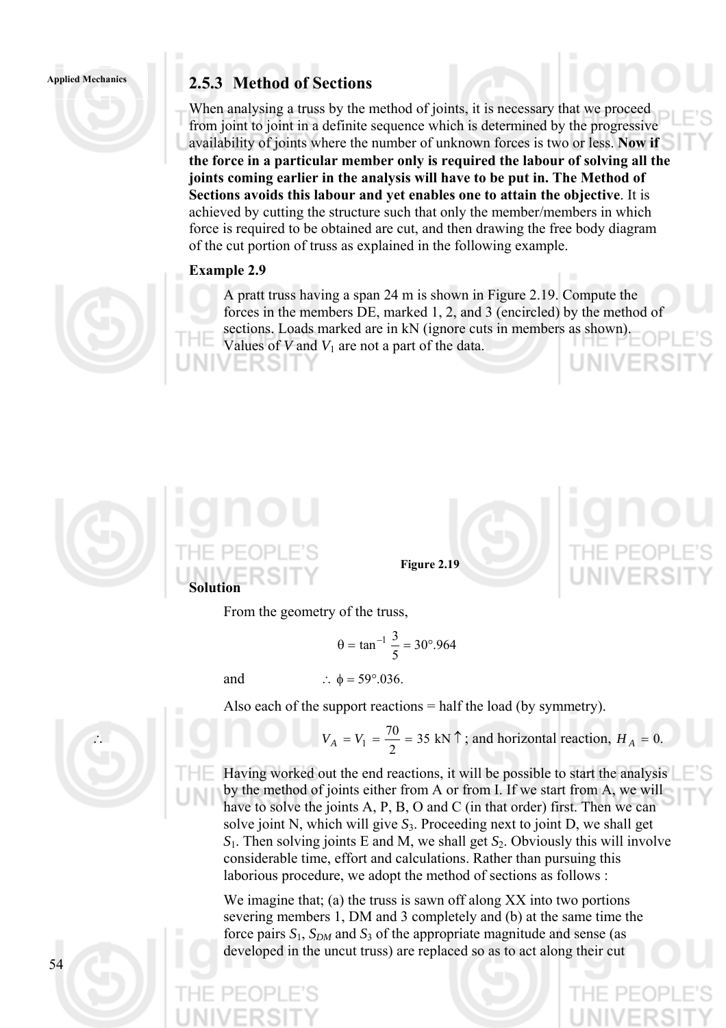### 2.5.3 Method of Sections

When analysing a truss by the method of joints, it is necessary that we proceed from joint to joint in a definite sequence which is determined by the progressive availability of joints where the number of unknown forces is two or less. **Now if the force in a particular member only is required the labour of solving all the joints coming earlier in the analysis will have to be put in. The Method of Sections avoids this labour and yet enables one to attain the objective**. It is achieved by cutting the structure such that only the member/members in which force is required to be obtained are cut, and then drawing the free body diagram of the cut portion of truss as explained in the following example.

**Example 2.9**

A pratt truss having a span 24 m is shown in Figure 2.19. Compute the forces in the members DE, marked 1, 2, and 3 (encircled) by the method of sections. Loads marked are in kN (ignore cuts in members as shown). Values of $V$ and $V_1$ are not a part of the data.

Figure 2.19

**Solution**

From the geometry of the truss,

$$\theta = \tan^{-1} \frac{3}{5} = 30°.964$$

and $\therefore \ \phi = 59°.036.$

Also each of the support reactions = half the load (by symmetry).

$$\therefore \quad V_A = V_1 = \frac{70}{2} = 35 \text{ kN} \uparrow \text{; and horizontal reaction, } H_A = 0.$$

Having worked out the end reactions, it will be possible to start the analysis by the method of joints either from A or from I. If we start from A, we will have to solve the joints A, P, B, O and C (in that order) first. Then we can solve joint N, which will give $S_3$. Proceeding next to joint D, we shall get $S_1$. Then solving joints E and M, we shall get $S_2$. Obviously this will involve considerable time, effort and calculations. Rather than pursuing this laborious procedure, we adopt the method of sections as follows :

We imagine that; (a) the truss is sawn off along XX into two portions severing members 1, DM and 3 completely and (b) at the same time the force pairs $S_1$, $S_{DM}$ and $S_3$ of the appropriate magnitude and sense (as developed in the uncut truss) are replaced so as to act along their cut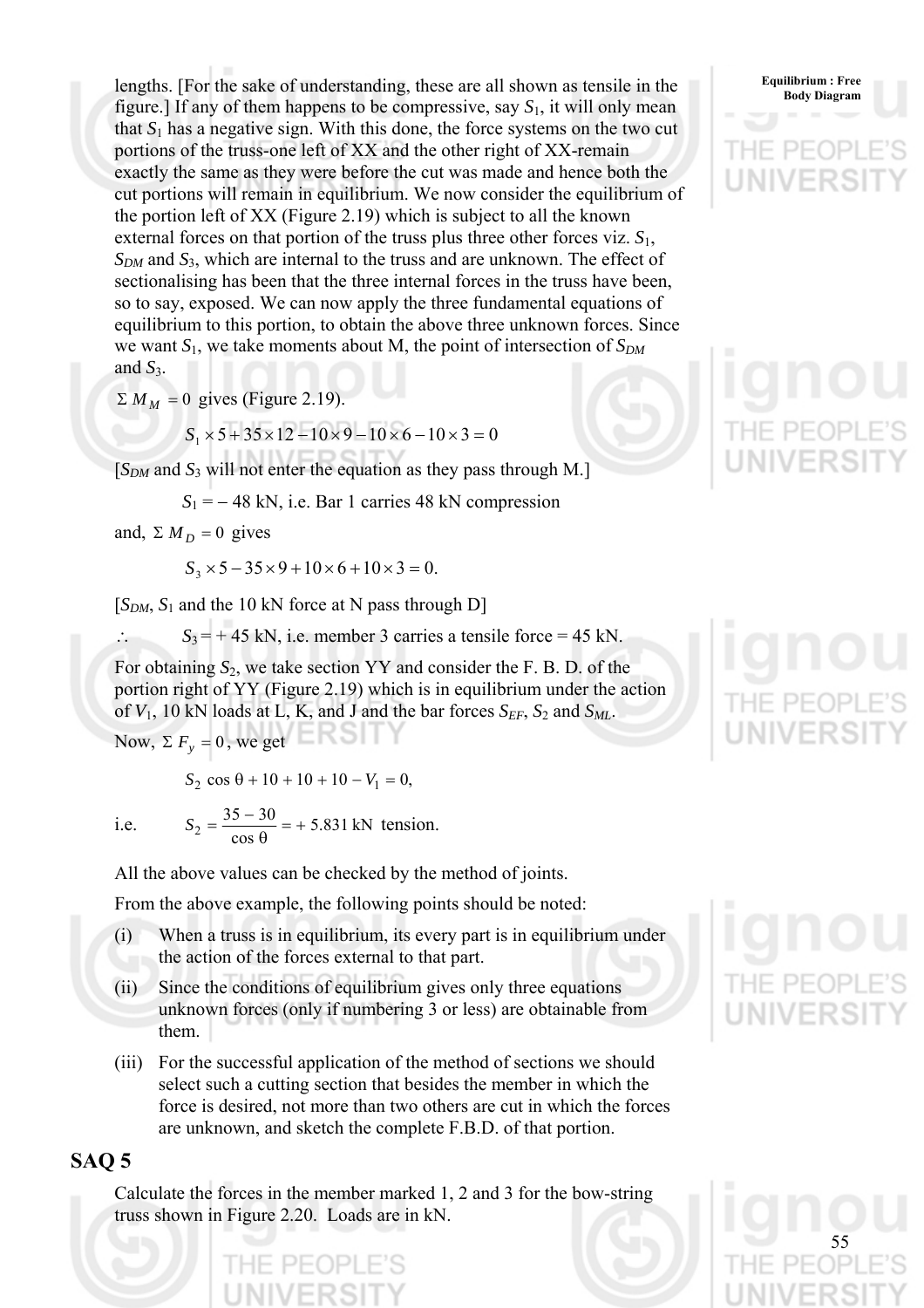lengths. [For the sake of understanding, these are all shown as tensile in the figure.] If any of them happens to be compressive, say $S_1$, it will only mean that $S_1$ has a negative sign. With this done, the force systems on the two cut portions of the truss-one left of XX and the other right of XX-remain exactly the same as they were before the cut was made and hence both the cut portions will remain in equilibrium. We now consider the equilibrium of the portion left of XX (Figure 2.19) which is subject to all the known external forces on that portion of the truss plus three other forces viz. $S_1$, $S_{DM}$ and $S_3$, which are internal to the truss and are unknown. The effect of sectionalising has been that the three internal forces in the truss have been, so to say, exposed. We can now apply the three fundamental equations of equilibrium to this portion, to obtain the above three unknown forces. Since we want $S_1$, we take moments about M, the point of intersection of $S_{DM}$ and $S_3$.

$\Sigma M_M = 0$ gives (Figure 2.19).

$$S_1 \times 5 + 35 \times 12 - 10 \times 9 - 10 \times 6 - 10 \times 3 = 0$$

[$S_{DM}$ and $S_3$ will not enter the equation as they pass through M.]

$S_1 = -48$ kN, i.e. Bar 1 carries 48 kN compression

and, $\Sigma M_D = 0$ gives

$$S_3 \times 5 - 35 \times 9 + 10 \times 6 + 10 \times 3 = 0.$$

[$S_{DM}$, $S_1$ and the 10 kN force at N pass through D]

$\therefore \quad S_3 = +45$ kN, i.e. member 3 carries a tensile force = 45 kN.

For obtaining $S_2$, we take section YY and consider the F. B. D. of the portion right of YY (Figure 2.19) which is in equilibrium under the action of $V_1$, 10 kN loads at L, K, and J and the bar forces $S_{EF}$, $S_2$ and $S_{ML}$.

Now, $\Sigma F_y = 0$, we get

$$S_2 \cos \theta + 10 + 10 + 10 - V_1 = 0,$$

i.e. $$S_2 = \frac{35 - 30}{\cos \theta} = +5.831 \text{ kN tension.}$$

All the above values can be checked by the method of joints.

From the above example, the following points should be noted:

(i) When a truss is in equilibrium, its every part is in equilibrium under the action of the forces external to that part.

(ii) Since the conditions of equilibrium gives only three equations unknown forces (only if numbering 3 or less) are obtainable from them.

(iii) For the successful application of the method of sections we should select such a cutting section that besides the member in which the force is desired, not more than two others are cut in which the forces are unknown, and sketch the complete F.B.D. of that portion.

## SAQ 5

Calculate the forces in the member marked 1, 2 and 3 for the bow-string truss shown in Figure 2.20. Loads are in kN.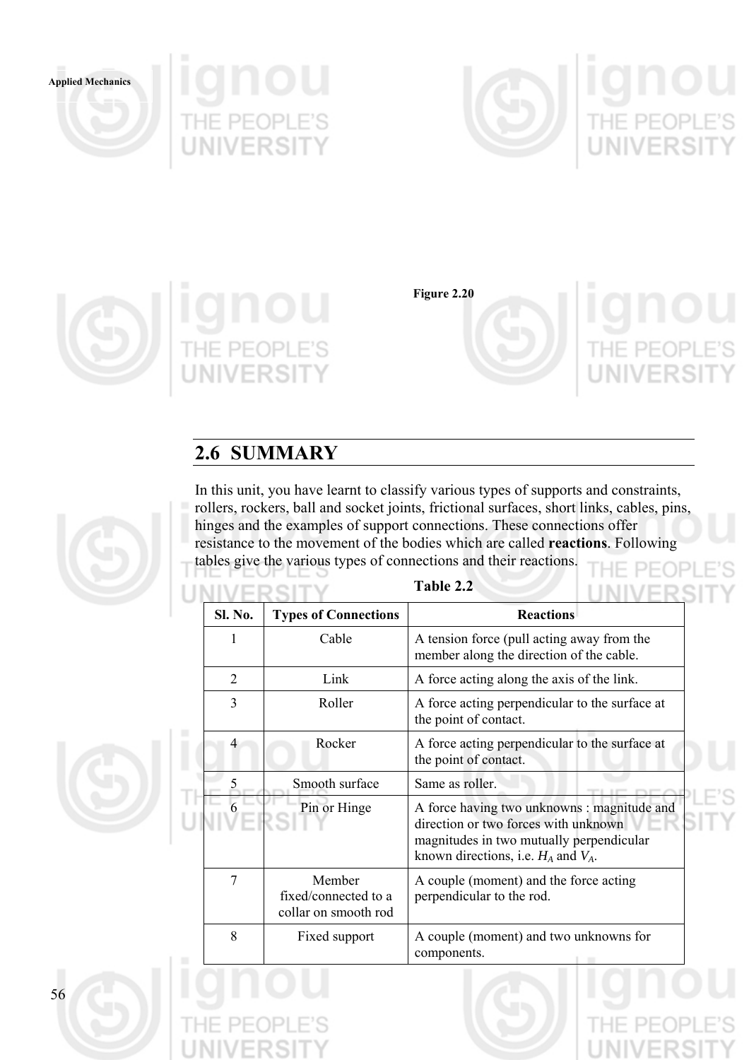Figure 2.20

## 2.6 SUMMARY

In this unit, you have learnt to classify various types of supports and constraints, rollers, rockers, ball and socket joints, frictional surfaces, short links, cables, pins, hinges and the examples of support connections. These connections offer resistance to the movement of the bodies which are called **reactions**. Following tables give the various types of connections and their reactions.

**Table 2.2**

| Sl. No. | Types of Connections | Reactions |
|---|---|---|
| 1 | Cable | A tension force (pull acting away from the member along the direction of the cable. |
| 2 | Link | A force acting along the axis of the link. |
| 3 | Roller | A force acting perpendicular to the surface at the point of contact. |
| 4 | Rocker | A force acting perpendicular to the surface at the point of contact. |
| 5 | Smooth surface | Same as roller. |
| 6 | Pin or Hinge | A force having two unknowns : magnitude and direction or two forces with unknown magnitudes in two mutually perpendicular known directions, i.e. $H_A$ and $V_A$. |
| 7 | Member fixed/connected to a collar on smooth rod | A couple (moment) and the force acting perpendicular to the rod. |
| 8 | Fixed support | A couple (moment) and two unknowns for components. |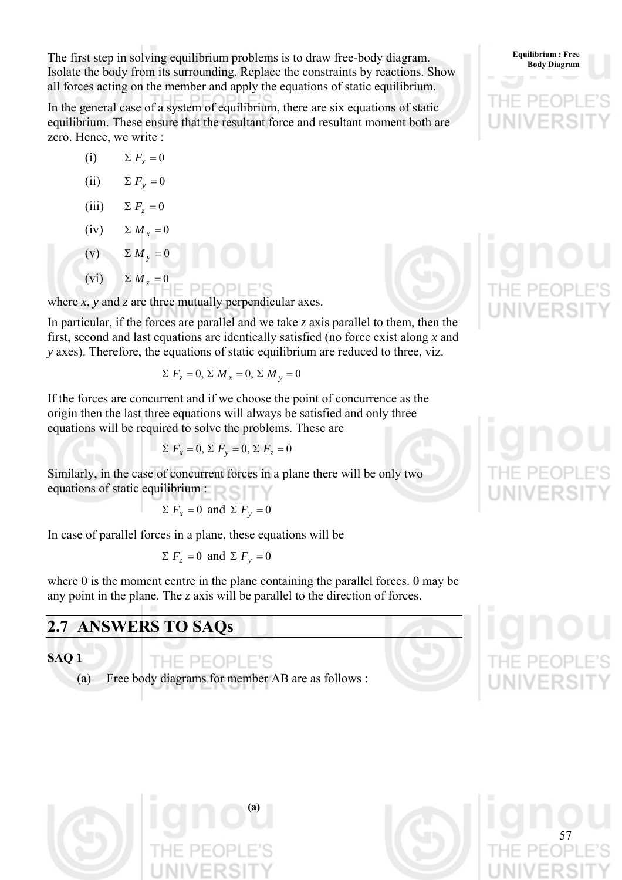The first step in solving equilibrium problems is to draw free-body diagram. Isolate the body from its surrounding. Replace the constraints by reactions. Show all forces acting on the member and apply the equations of static equilibrium.

In the general case of a system of equilibrium, there are six equations of static equilibrium. These ensure that the resultant force and resultant moment both are zero. Hence, we write :

(i) $\Sigma F_x = 0$

(ii) $\Sigma F_y = 0$

(iii) $\Sigma F_z = 0$

(iv) $\Sigma M_x = 0$

(v) $\Sigma M_y = 0$

(vi) $\Sigma M_z = 0$

where *x*, *y* and *z* are three mutually perpendicular axes.

In particular, if the forces are parallel and we take *z* axis parallel to them, then the first, second and last equations are identically satisfied (no force exist along *x* and *y* axes). Therefore, the equations of static equilibrium are reduced to three, viz.

$$\Sigma F_z = 0, \Sigma M_x = 0, \Sigma M_y = 0$$

If the forces are concurrent and if we choose the point of concurrence as the origin then the last three equations will always be satisfied and only three equations will be required to solve the problems. These are

$$\Sigma F_x = 0, \Sigma F_y = 0, \Sigma F_z = 0$$

Similarly, in the case of concurrent forces in a plane there will be only two equations of static equilibrium :

$$\Sigma F_x = 0 \text{ and } \Sigma F_y = 0$$

In case of parallel forces in a plane, these equations will be

$$\Sigma F_z = 0 \text{ and } \Sigma F_y = 0$$

where 0 is the moment centre in the plane containing the parallel forces. 0 may be any point in the plane. The *z* axis will be parallel to the direction of forces.

## 2.7 ANSWERS TO SAQs

**SAQ 1**

(a) Free body diagrams for member AB are as follows :

**(a)**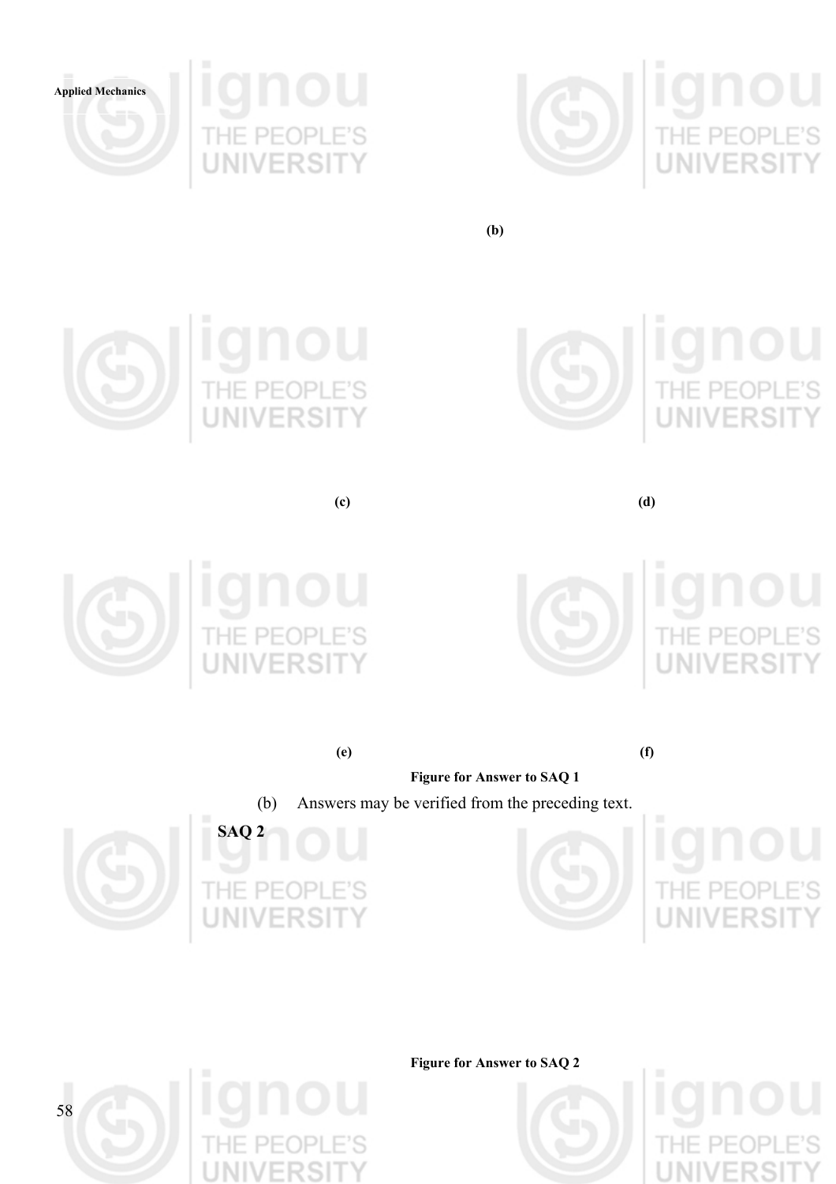(b)

(c)

(d)

(e)

(f)

**Figure for Answer to SAQ 1**

(b) Answers may be verified from the preceding text.

**SAQ 2**

**Figure for Answer to SAQ 2**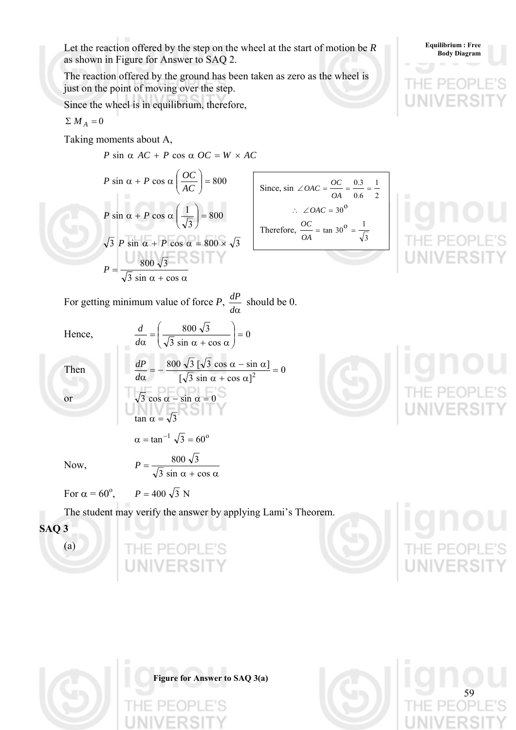Let the reaction offered by the step on the wheel at the start of motion be $R$ as shown in Figure for Answer to SAQ 2.

The reaction offered by the ground has been taken as zero as the wheel is just on the point of moving over the step.

Since the wheel is in equilibrium, therefore,

$$\Sigma M_A = 0$$

Taking moments about A,

$$P \sin \alpha \; AC + P \cos \alpha \; OC = W \times AC$$

$$P \sin \alpha + P \cos \alpha \left( \frac{OC}{AC} \right) = 800$$

$$P \sin \alpha + P \cos \alpha \left( \frac{1}{\sqrt{3}} \right) = 800$$

$$\sqrt{3} \; P \sin \alpha + P \cos \alpha = 800 \times \sqrt{3}$$

$$P = \frac{800 \sqrt{3}}{\sqrt{3} \sin \alpha + \cos \alpha}$$

> Since, $\sin \angle OAC = \frac{OC}{OA} = \frac{0.3}{0.6} = \frac{1}{2}$
>
> $\therefore \; \angle OAC = 30^{\text{o}}$
>
> Therefore, $\frac{OC}{OA} = \tan 30^{\text{o}} = \frac{1}{\sqrt{3}}$

For getting minimum value of force $P$, $\frac{dP}{d\alpha}$ should be 0.

Hence, $$\frac{d}{d\alpha} = \left( \frac{800 \sqrt{3}}{\sqrt{3} \sin \alpha + \cos \alpha} \right) = 0$$

Then $$\frac{dP}{d\alpha} = - \frac{800 \sqrt{3} \, [\sqrt{3} \cos \alpha - \sin \alpha]}{[\sqrt{3} \sin \alpha + \cos \alpha]^2} = 0$$

or $$\sqrt{3} \cos \alpha - \sin \alpha = 0$$

$$\tan \alpha = \sqrt{3}$$

$$\alpha = \tan^{-1} \sqrt{3} = 60^{\text{o}}$$

Now, $$P = \frac{800 \sqrt{3}}{\sqrt{3} \sin \alpha + \cos \alpha}$$

For $\alpha = 60^{\text{o}}$, $\quad P = 400 \sqrt{3}$ N

The student may verify the answer by applying Lami's Theorem.

**SAQ 3**

(a)

**Figure for Answer to SAQ 3(a)**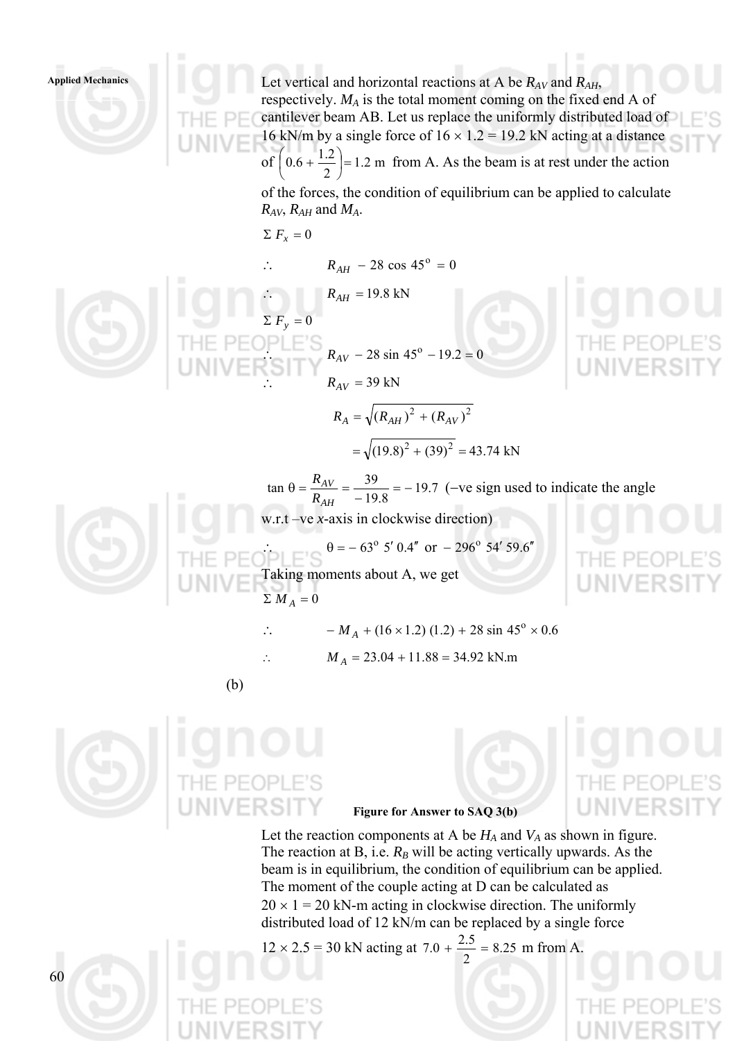Let vertical and horizontal reactions at A be $R_{AV}$ and $R_{AH}$, respectively. $M_A$ is the total moment coming on the fixed end A of cantilever beam AB. Let us replace the uniformly distributed load of 16 kN/m by a single force of $16 \times 1.2 = 19.2$ kN acting at a distance of $\left(0.6 + \frac{1.2}{2}\right) = 1.2$ m from A. As the beam is at rest under the action of the forces, the condition of equilibrium can be applied to calculate $R_{AV}$, $R_{AH}$ and $M_A$.

$$\Sigma F_x = 0$$

$$\therefore \quad R_{AH} - 28 \cos 45^o = 0$$

$$\therefore \quad R_{AH} = 19.8 \text{ kN}$$

$$\Sigma F_y = 0$$

$$\therefore \quad R_{AV} - 28 \sin 45^o - 19.2 = 0$$

$$\therefore \quad R_{AV} = 39 \text{ kN}$$

$$R_A = \sqrt{(R_{AH})^2 + (R_{AV})^2}$$

$$= \sqrt{(19.8)^2 + (39)^2} = 43.74 \text{ kN}$$

$\tan \theta = \frac{R_{AV}}{R_{AH}} = \frac{39}{-19.8} = -19.7$ (–ve sign used to indicate the angle w.r.t –ve $x$-axis in clockwise direction)

$$\therefore \quad \theta = -63^o\ 5'\ 0.4'' \text{ or } -296^o\ 54'\ 59.6''$$

Taking moments about A, we get

$$\Sigma M_A = 0$$

$$\therefore \quad -M_A + (16 \times 1.2)\ (1.2) + 28 \sin 45^o \times 0.6$$

$$\therefore \quad M_A = 23.04 + 11.88 = 34.92 \text{ kN.m}$$

(b)

**Figure for Answer to SAQ 3(b)**

Let the reaction components at A be $H_A$ and $V_A$ as shown in figure. The reaction at B, i.e. $R_B$ will be acting vertically upwards. As the beam is in equilibrium, the condition of equilibrium can be applied. The moment of the couple acting at D can be calculated as $20 \times 1 = 20$ kN-m acting in clockwise direction. The uniformly distributed load of 12 kN/m can be replaced by a single force $12 \times 2.5 = 30$ kN acting at $7.0 + \frac{2.5}{2} = 8.25$ m from A.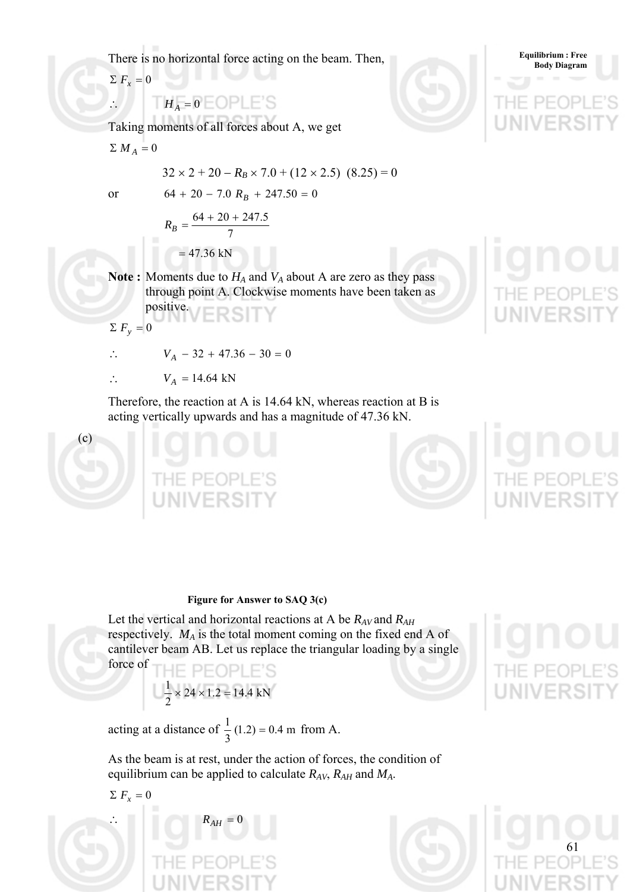There is no horizontal force acting on the beam. Then,

$\Sigma F_x = 0$

$\therefore \quad H_A = 0$

Taking moments of all forces about A, we get

$\Sigma M_A = 0$

$$32 \times 2 + 20 - R_B \times 7.0 + (12 \times 2.5)\ (8.25) = 0$$

or $$64 + 20 - 7.0\ R_B + 247.50 = 0$$

$$R_B = \frac{64 + 20 + 247.5}{7}$$

$$= 47.36 \text{ kN}$$

**Note :** Moments due to $H_A$ and $V_A$ about A are zero as they pass through point A. Clockwise moments have been taken as positive.

$\Sigma F_y = 0$

$\therefore \quad V_A - 32 + 47.36 - 30 = 0$

$\therefore \quad V_A = 14.64 \text{ kN}$

Therefore, the reaction at A is 14.64 kN, whereas reaction at B is acting vertically upwards and has a magnitude of 47.36 kN.

(c)

**Figure for Answer to SAQ 3(c)**

Let the vertical and horizontal reactions at A be $R_{AV}$ and $R_{AH}$ respectively. $M_A$ is the total moment coming on the fixed end A of cantilever beam AB. Let us replace the triangular loading by a single force of

$$\frac{1}{2} \times 24 \times 1.2 = 14.4 \text{ kN}$$

acting at a distance of $\frac{1}{3}(1.2) = 0.4$ m from A.

As the beam is at rest, under the action of forces, the condition of equilibrium can be applied to calculate $R_{AV}$, $R_{AH}$ and $M_A$.

$\Sigma F_x = 0$

$\therefore \quad R_{AH} = 0$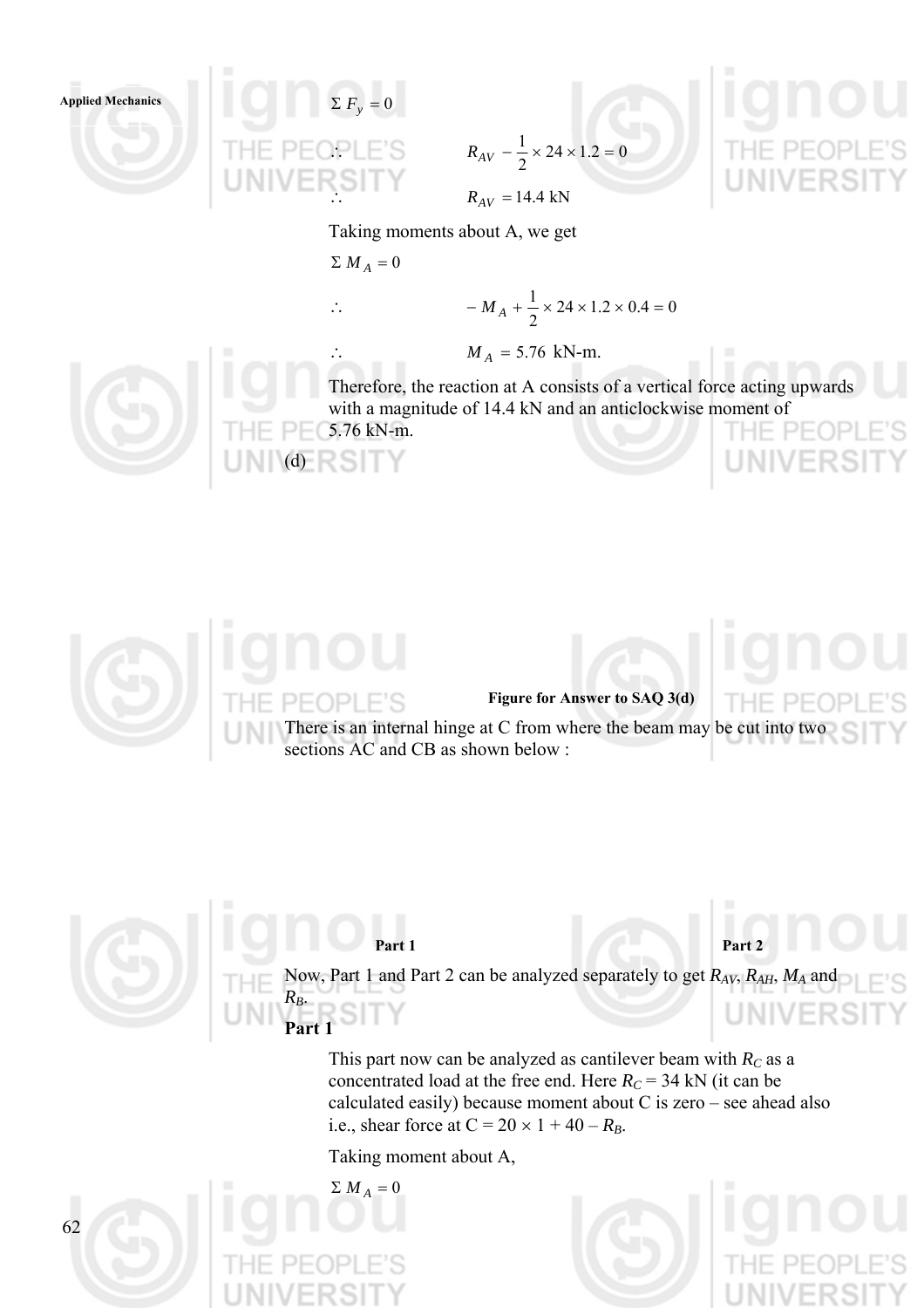$$\Sigma F_y = 0$$

$$\therefore \quad R_{AV} - \frac{1}{2} \times 24 \times 1.2 = 0$$

$$\therefore \quad R_{AV} = 14.4 \text{ kN}$$

Taking moments about A, we get

$$\Sigma M_A = 0$$

$$\therefore \quad -M_A + \frac{1}{2} \times 24 \times 1.2 \times 0.4 = 0$$

$$\therefore \quad M_A = 5.76 \text{ kN-m.}$$

Therefore, the reaction at A consists of a vertical force acting upwards with a magnitude of 14.4 kN and an anticlockwise moment of 5.76 kN-m.

(d)

**Figure for Answer to SAQ 3(d)**

There is an internal hinge at C from where the beam may be cut into two sections AC and CB as shown below :

**Part 1** **Part 2**

Now, Part 1 and Part 2 can be analyzed separately to get $R_{AV}$, $R_{AH}$, $M_A$ and $R_B$.

**Part 1**

This part now can be analyzed as cantilever beam with $R_C$ as a concentrated load at the free end. Here $R_C = 34$ kN (it can be calculated easily) because moment about C is zero – see ahead also i.e., shear force at C = $20 \times 1 + 40 - R_B$.

Taking moment about A,

$$\Sigma M_A = 0$$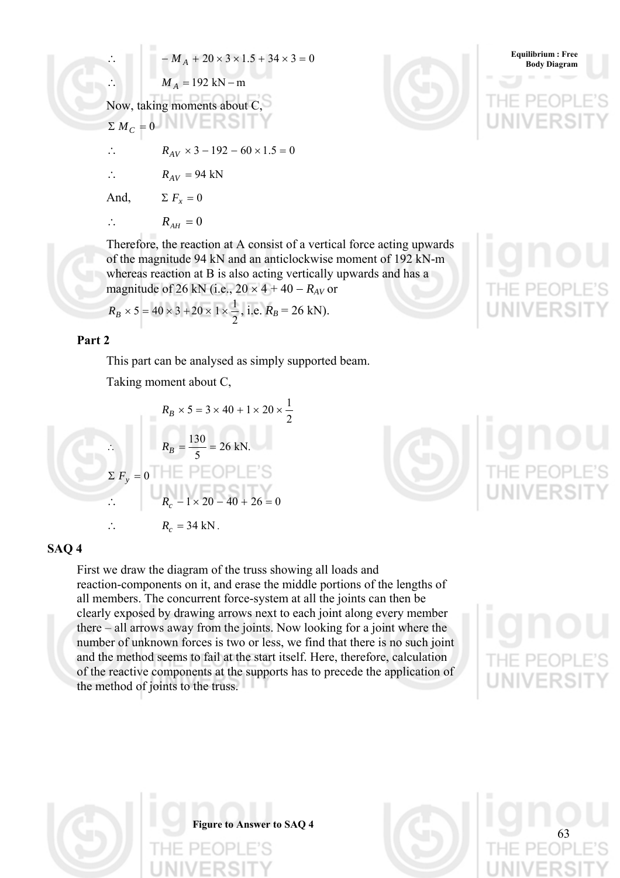$$\therefore \quad - M_A + 20 \times 3 \times 1.5 + 34 \times 3 = 0$$

$$\therefore \quad M_A = 192 \text{ kN} - \text{m}$$

Now, taking moments about C,

$$\Sigma M_C = 0$$

$$\therefore \quad R_{AV} \times 3 - 192 - 60 \times 1.5 = 0$$

$$\therefore \quad R_{AV} = 94 \text{ kN}$$

And, $\quad \Sigma F_x = 0$

$$\therefore \quad R_{AH} = 0$$

Therefore, the reaction at A consist of a vertical force acting upwards of the magnitude 94 kN and an anticlockwise moment of 192 kN-m whereas reaction at B is also acting vertically upwards and has a magnitude of 26 kN (i.e., $20 \times 4 + 40 - R_{AV}$ or $R_B \times 5 = 40 \times 3 + 20 \times 1 \times \frac{1}{2}$, i.e. $R_B = 26$ kN).

### Part 2

This part can be analysed as simply supported beam.

Taking moment about C,

$$R_B \times 5 = 3 \times 40 + 1 \times 20 \times \frac{1}{2}$$

$$\therefore \quad R_B = \frac{130}{5} = 26 \text{ kN.}$$

$$\Sigma F_y = 0$$

$$\therefore \quad R_c - 1 \times 20 - 40 + 26 = 0$$

$$\therefore \quad R_c = 34 \text{ kN}.$$

## SAQ 4

First we draw the diagram of the truss showing all loads and reaction-components on it, and erase the middle portions of the lengths of all members. The concurrent force-system at all the joints can then be clearly exposed by drawing arrows next to each joint along every member there – all arrows away from the joints. Now looking for a joint where the number of unknown forces is two or less, we find that there is no such joint and the method seems to fail at the start itself. Here, therefore, calculation of the reactive components at the supports has to precede the application of the method of joints to the truss.

**Figure to Answer to SAQ 4**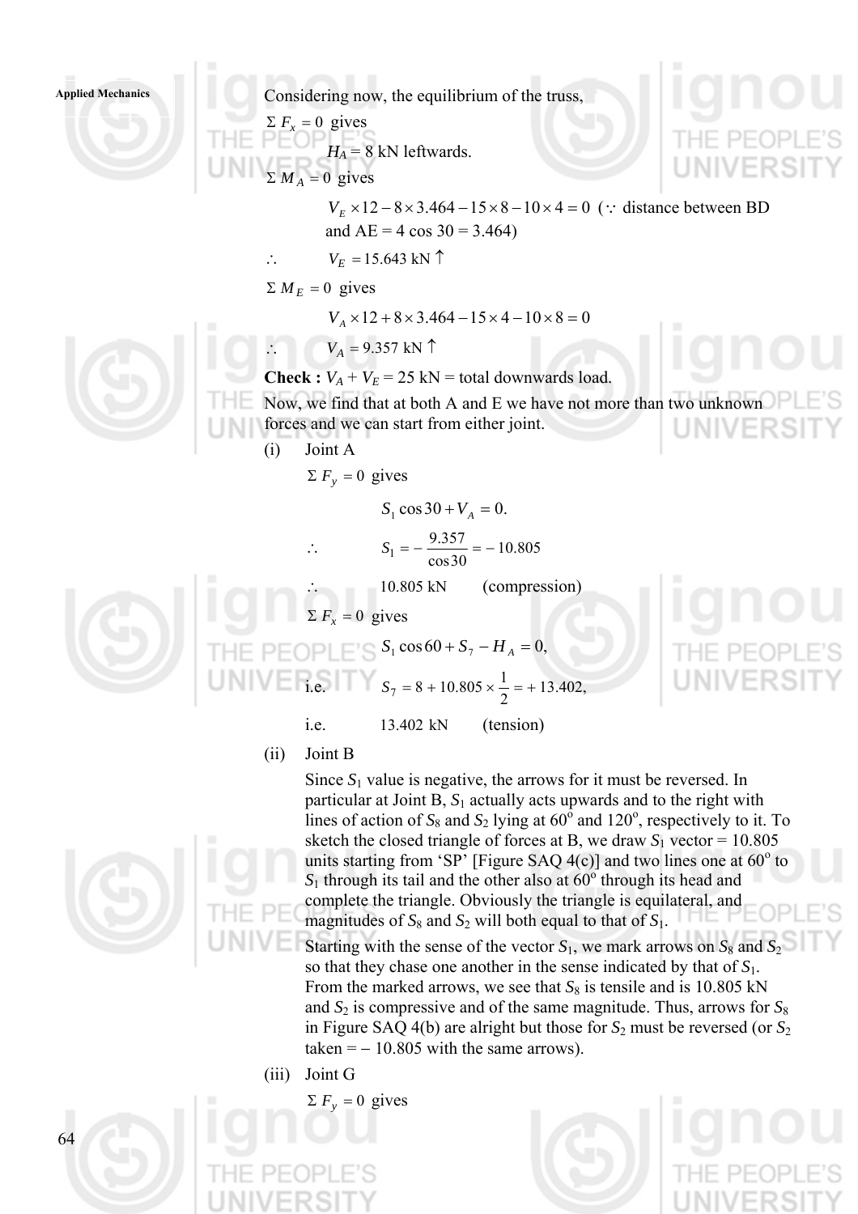Considering now, the equilibrium of the truss,

$\Sigma F_x = 0$ gives

$H_A = 8$ kN leftwards.

$\Sigma M_A = 0$ gives

$$V_E \times 12 - 8 \times 3.464 - 15 \times 8 - 10 \times 4 = 0$$ ($\because$ distance between BD and AE = 4 cos 30 = 3.464)

$\therefore \quad V_E = 15.643$ kN $\uparrow$

$\Sigma M_E = 0$ gives

$$V_A \times 12 + 8 \times 3.464 - 15 \times 4 - 10 \times 8 = 0$$

$\therefore \quad V_A = 9.357$ kN $\uparrow$

**Check :** $V_A + V_E = 25$ kN = total downwards load.

Now, we find that at both A and E we have not more than two unknown forces and we can start from either joint.

(i) Joint A

$\Sigma F_y = 0$ gives

$$S_1 \cos 30 + V_A = 0.$$

$$\therefore \quad S_1 = -\frac{9.357}{\cos 30} = -10.805$$

$\therefore \quad$ 10.805 kN (compression)

$\Sigma F_x = 0$ gives

$$S_1 \cos 60 + S_7 - H_A = 0,$$

i.e. $\quad S_7 = 8 + 10.805 \times \frac{1}{2} = +13.402,$

i.e. $\quad$ 13.402 kN (tension)

(ii) Joint B

Since $S_1$ value is negative, the arrows for it must be reversed. In particular at Joint B, $S_1$ actually acts upwards and to the right with lines of action of $S_8$ and $S_2$ lying at 60° and 120°, respectively to it. To sketch the closed triangle of forces at B, we draw $S_1$ vector = 10.805 units starting from 'SP' [Figure SAQ 4(c)] and two lines one at 60° to $S_1$ through its tail and the other also at 60° through its head and complete the triangle. Obviously the triangle is equilateral, and magnitudes of $S_8$ and $S_2$ will both equal to that of $S_1$.

Starting with the sense of the vector $S_1$, we mark arrows on $S_8$ and $S_2$ so that they chase one another in the sense indicated by that of $S_1$. From the marked arrows, we see that $S_8$ is tensile and is 10.805 kN and $S_2$ is compressive and of the same magnitude. Thus, arrows for $S_8$ in Figure SAQ 4(b) are alright but those for $S_2$ must be reversed (or $S_2$ taken = − 10.805 with the same arrows).

(iii) Joint G

$\Sigma F_y = 0$ gives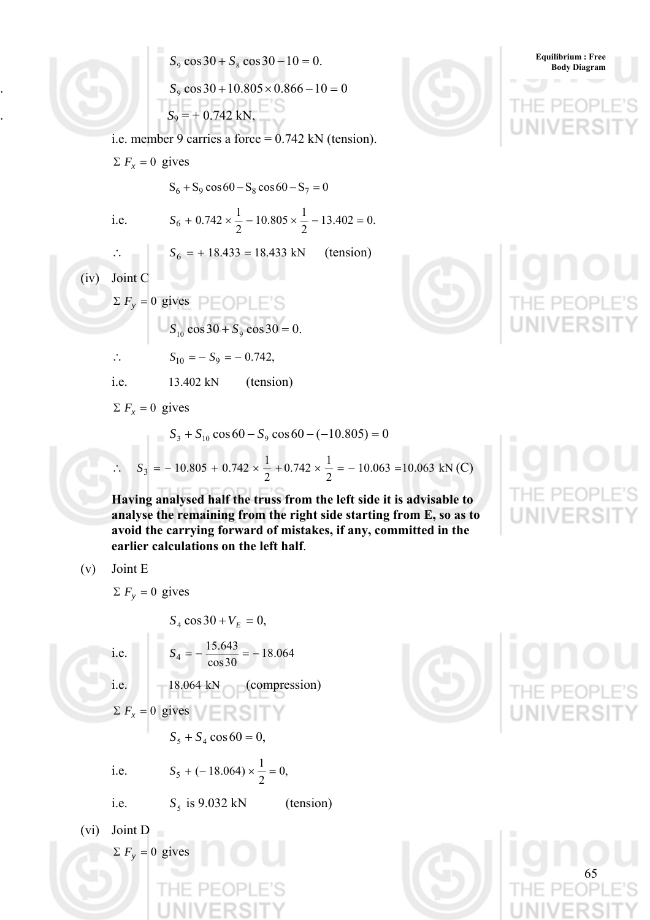$$S_9 \cos 30 + S_8 \cos 30 - 10 = 0.$$

$$S_9 \cos 30 + 10.805 \times 0.866 - 10 = 0$$

$$S_9 = + 0.742 \text{ kN},$$

i.e. member 9 carries a force = 0.742 kN (tension).

$\Sigma F_x = 0$ gives

$$S_6 + S_9 \cos 60 - S_8 \cos 60 - S_7 = 0$$

i.e. $S_6 + 0.742 \times \frac{1}{2} - 10.805 \times \frac{1}{2} - 13.402 = 0.$

$\therefore$ $S_6 = + 18.433 = 18.433$ kN (tension)

(iv) Joint C

$\Sigma F_y = 0$ gives

$$S_{10} \cos 30 + S_9 \cos 30 = 0.$$

$\therefore$ $S_{10} = - S_9 = - 0.742,$

i.e. 13.402 kN (tension)

$\Sigma F_x = 0$ gives

$$S_3 + S_{10} \cos 60 - S_9 \cos 60 - (-10.805) = 0$$

$\therefore$ $S_3 = - 10.805 + 0.742 \times \frac{1}{2} + 0.742 \times \frac{1}{2} = - 10.063 = 10.063$ kN (C)

**Having analysed half the truss from the left side it is advisable to analyse the remaining from the right side starting from E, so as to avoid the carrying forward of mistakes, if any, committed in the earlier calculations on the left half**.

(v) Joint E

$\Sigma F_y = 0$ gives

$$S_4 \cos 30 + V_E = 0,$$

i.e. $S_4 = - \frac{15.643}{\cos 30} = - 18.064$

i.e. 18.064 kN (compression)

$\Sigma F_x = 0$ gives

$$S_5 + S_4 \cos 60 = 0,$$

i.e. $S_5 + (- 18.064) \times \frac{1}{2} = 0,$

i.e. $S_5$ is 9.032 kN (tension)

(vi) Joint D

$\Sigma F_y = 0$ gives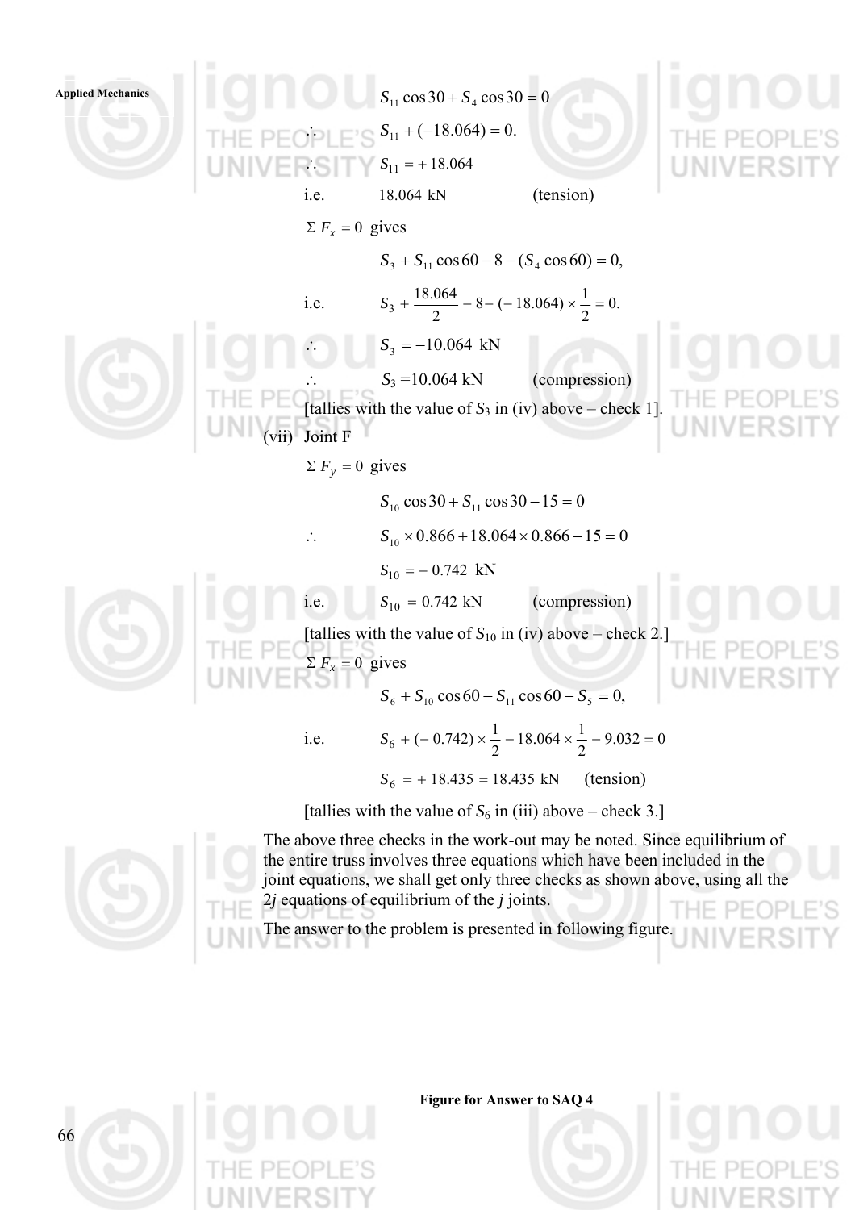$$S_{11} \cos 30 + S_4 \cos 30 = 0$$

$\therefore \quad S_{11} + (-18.064) = 0.$

$\therefore \quad S_{11} = +18.064$

i.e. $\quad 18.064$ kN $\quad$ (tension)

$\Sigma F_x = 0$ gives

$$S_3 + S_{11} \cos 60 - 8 - (S_4 \cos 60) = 0,$$

i.e. $\quad S_3 + \dfrac{18.064}{2} - 8 - (-18.064) \times \dfrac{1}{2} = 0.$

$\therefore \quad S_3 = -10.064$ kN

$\therefore \quad S_3 = 10.064$ kN $\quad$ (compression)

[tallies with the value of $S_3$ in (iv) above – check 1].

(vii) Joint F

$\Sigma F_y = 0$ gives

$$S_{10} \cos 30 + S_{11} \cos 30 - 15 = 0$$

$\therefore \quad S_{10} \times 0.866 + 18.064 \times 0.866 - 15 = 0$

$S_{10} = -0.742$ kN

i.e. $\quad S_{10} = 0.742$ kN $\quad$ (compression)

[tallies with the value of $S_{10}$ in (iv) above – check 2.]

$\Sigma F_x = 0$ gives

$$S_6 + S_{10} \cos 60 - S_{11} \cos 60 - S_5 = 0,$$

i.e. $\quad S_6 + (-0.742) \times \dfrac{1}{2} - 18.064 \times \dfrac{1}{2} - 9.032 = 0$

$S_6 = +18.435 = 18.435$ kN $\quad$ (tension)

[tallies with the value of $S_6$ in (iii) above – check 3.]

The above three checks in the work-out may be noted. Since equilibrium of the entire truss involves three equations which have been included in the joint equations, we shall get only three checks as shown above, using all the $2j$ equations of equilibrium of the $j$ joints.

The answer to the problem is presented in following figure.

**Figure for Answer to SAQ 4**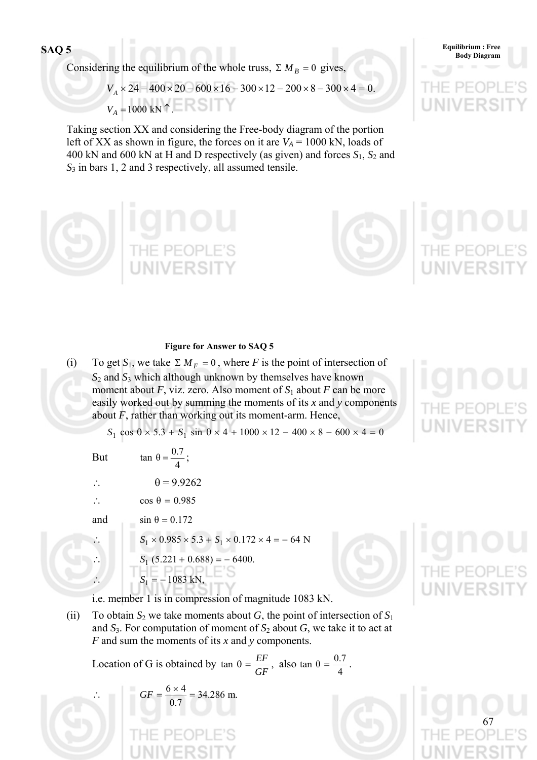## SAQ 5

Considering the equilibrium of the whole truss, $\Sigma M_B = 0$ gives,

$$V_A \times 24 - 400 \times 20 - 600 \times 16 - 300 \times 12 - 200 \times 8 - 300 \times 4 = 0.$$

$$V_A = 1000 \text{ kN} \uparrow.$$

Taking section XX and considering the Free-body diagram of the portion left of XX as shown in figure, the forces on it are $V_A$ = 1000 kN, loads of 400 kN and 600 kN at H and D respectively (as given) and forces $S_1$, $S_2$ and $S_3$ in bars 1, 2 and 3 respectively, all assumed tensile.

**Figure for Answer to SAQ 5**

(i) To get $S_1$, we take $\Sigma M_F = 0$, where $F$ is the point of intersection of $S_2$ and $S_3$ which although unknown by themselves have known moment about $F$, viz. zero. Also moment of $S_1$ about $F$ can be more easily worked out by summing the moments of its $x$ and $y$ components about $F$, rather than working out its moment-arm. Hence,

$$S_1 \cos \theta \times 5.3 + S_1 \sin \theta \times 4 + 1000 \times 12 - 400 \times 8 - 600 \times 4 = 0$$

But $\tan \theta = \dfrac{0.7}{4}$;

$\therefore \quad \theta = 9.9262$

$\therefore \quad \cos \theta = 0.985$

and $\quad \sin \theta = 0.172$

$\therefore \quad S_1 \times 0.985 \times 5.3 + S_1 \times 0.172 \times 4 = -64 \text{ N}$

$\therefore \quad S_1 \, (5.221 + 0.688) = -6400.$

$\therefore \quad S_1 = -1083 \text{ kN},$

i.e. member 1 is in compression of magnitude 1083 kN.

(ii) To obtain $S_2$ we take moments about $G$, the point of intersection of $S_1$ and $S_3$. For computation of moment of $S_2$ about $G$, we take it to act at $F$ and sum the moments of its $x$ and $y$ components.

Location of G is obtained by $\tan \theta = \dfrac{EF}{GF}$, also $\tan \theta = \dfrac{0.7}{4}$.

$$\therefore \quad GF = \frac{6 \times 4}{0.7} = 34.286 \text{ m.}$$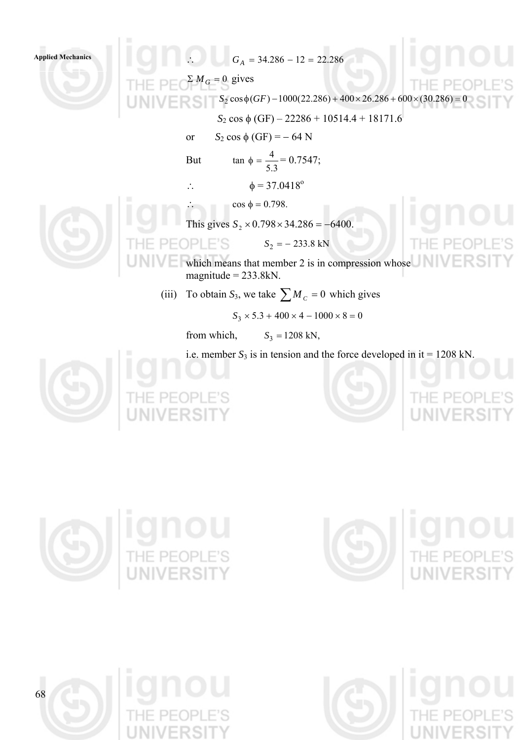$\therefore \quad G_A = 34.286 - 12 = 22.286$

$\Sigma M_G = 0$ gives

$$S_2 \cos\phi (GF) - 1000(22.286) + 400 \times 26.286 + 600 \times (30.286) = 0$$

$$S_2 \cos \phi \text{ (GF)} - 22286 + 10514.4 + 18171.6$$

or $\quad S_2 \cos \phi \text{ (GF)} = - 64 \text{ N}$

But $\quad \tan \phi = \dfrac{4}{5.3} = 0.7547;$

$\therefore \quad \phi = 37.0418^{\circ}$

$\therefore \quad \cos \phi = 0.798.$

This gives $S_2 \times 0.798 \times 34.286 = -6400.$

$$S_2 = - 233.8 \text{ kN}$$

which means that member 2 is in compression whose magnitude = 233.8kN.

(iii) To obtain $S_3$, we take $\sum M_C = 0$ which gives

$$S_3 \times 5.3 + 400 \times 4 - 1000 \times 8 = 0$$

from which, $\quad S_3 = 1208$ kN,

i.e. member $S_3$ is in tension and the force developed in it = 1208 kN.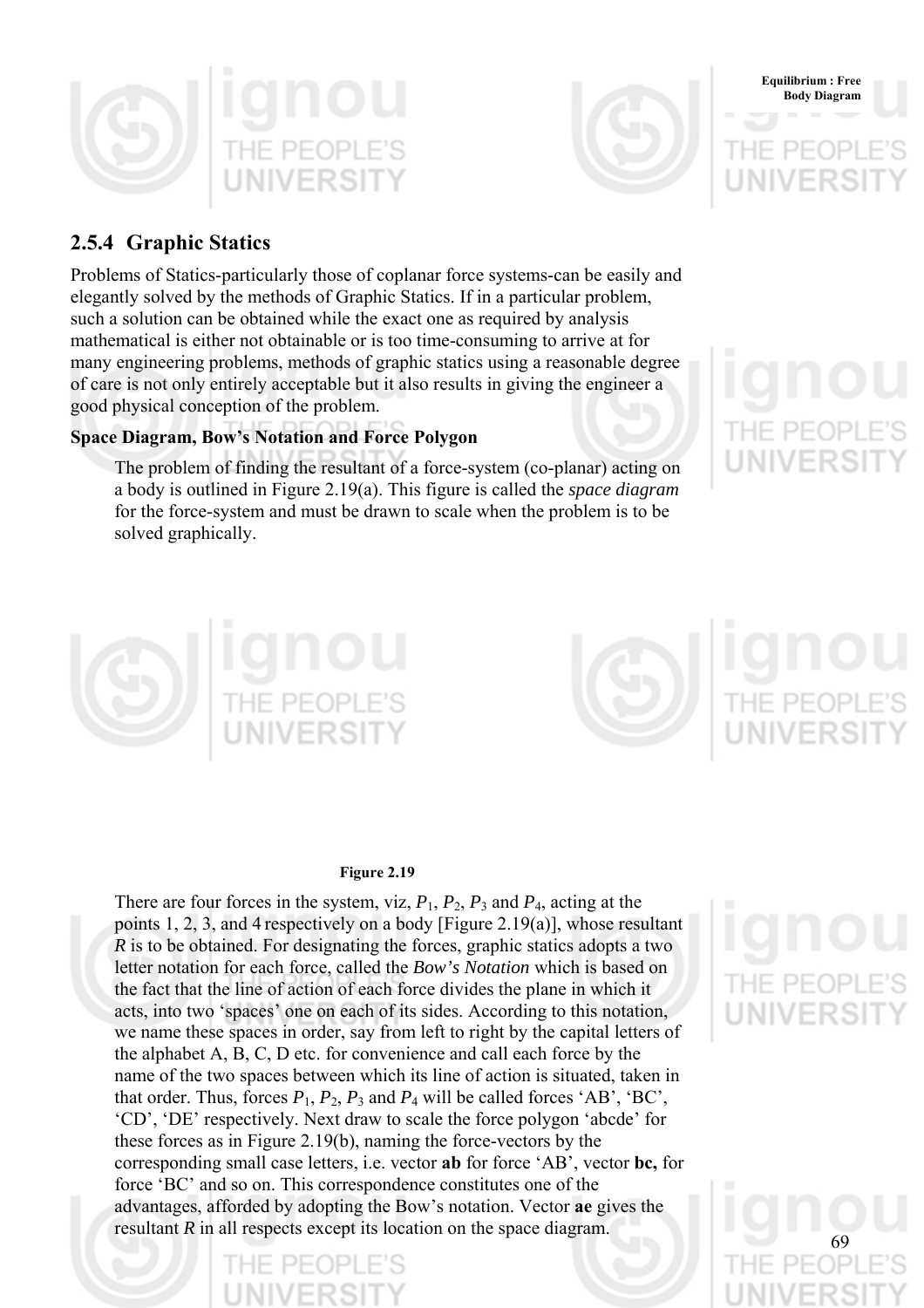## 2.5.4 Graphic Statics

Problems of Statics-particularly those of coplanar force systems-can be easily and elegantly solved by the methods of Graphic Statics. If in a particular problem, such a solution can be obtained while the exact one as required by analysis mathematical is either not obtainable or is too time-consuming to arrive at for many engineering problems, methods of graphic statics using a reasonable degree of care is not only entirely acceptable but it also results in giving the engineer a good physical conception of the problem.

**Space Diagram, Bow's Notation and Force Polygon**

The problem of finding the resultant of a force-system (co-planar) acting on a body is outlined in Figure 2.19(a). This figure is called the *space diagram* for the force-system and must be drawn to scale when the problem is to be solved graphically.

**Figure 2.19**

There are four forces in the system, viz, $P_1$, $P_2$, $P_3$ and $P_4$, acting at the points 1, 2, 3, and 4 respectively on a body [Figure 2.19(a)], whose resultant $R$ is to be obtained. For designating the forces, graphic statics adopts a two letter notation for each force, called the *Bow's Notation* which is based on the fact that the line of action of each force divides the plane in which it acts, into two 'spaces' one on each of its sides. According to this notation, we name these spaces in order, say from left to right by the capital letters of the alphabet A, B, C, D etc. for convenience and call each force by the name of the two spaces between which its line of action is situated, taken in that order. Thus, forces $P_1$, $P_2$, $P_3$ and $P_4$ will be called forces 'AB', 'BC', 'CD', 'DE' respectively. Next draw to scale the force polygon 'abcde' for these forces as in Figure 2.19(b), naming the force-vectors by the corresponding small case letters, i.e. vector **ab** for force 'AB', vector **bc,** for force 'BC' and so on. This correspondence constitutes one of the advantages, afforded by adopting the Bow's notation. Vector **ae** gives the resultant $R$ in all respects except its location on the space diagram.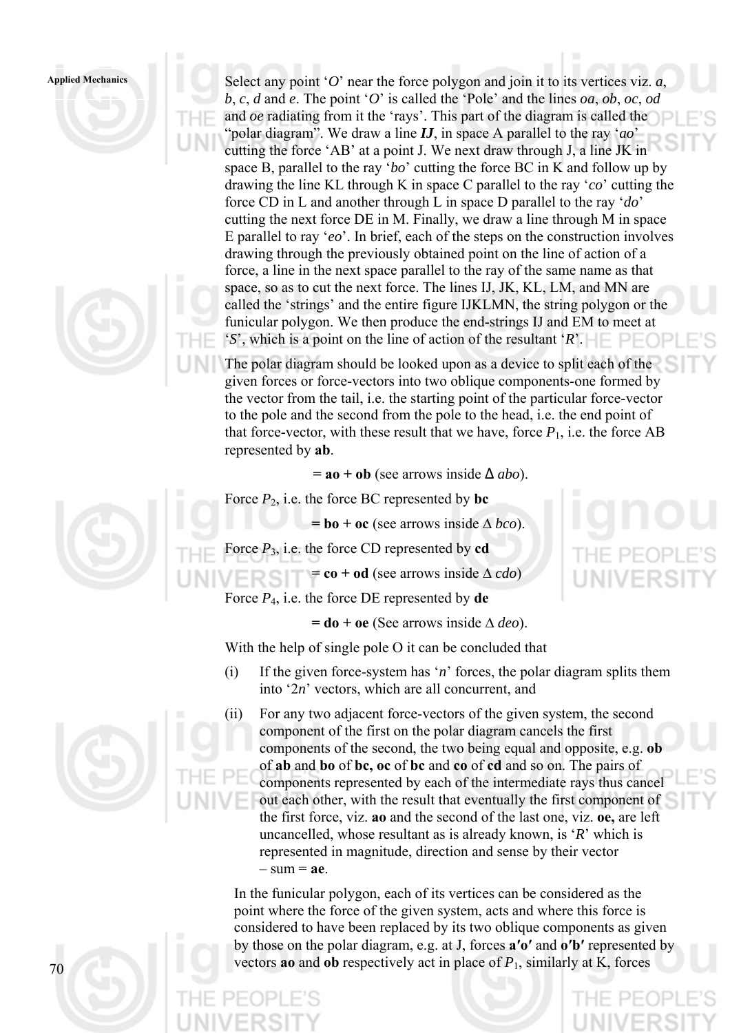Select any point '*O*' near the force polygon and join it to its vertices viz. *a*, *b*, *c*, *d* and *e*. The point '*O*' is called the 'Pole' and the lines *oa*, *ob*, *oc*, *od* and *oe* radiating from it the 'rays'. This part of the diagram is called the "polar diagram". We draw a line ***IJ***, in space A parallel to the ray '*ao*' cutting the force 'AB' at a point J. We next draw through J, a line JK in space B, parallel to the ray '*bo*' cutting the force BC in K and follow up by drawing the line KL through K in space C parallel to the ray '*co*' cutting the force CD in L and another through L in space D parallel to the ray '*do*' cutting the next force DE in M. Finally, we draw a line through M in space E parallel to ray '*eo*'. In brief, each of the steps on the construction involves drawing through the previously obtained point on the line of action of a force, a line in the next space parallel to the ray of the same name as that space, so as to cut the next force. The lines IJ, JK, KL, LM, and MN are called the 'strings' and the entire figure IJKLMN, the string polygon or the funicular polygon. We then produce the end-strings IJ and EM to meet at '*S*', which is a point on the line of action of the resultant '*R*'.

The polar diagram should be looked upon as a device to split each of the given forces or force-vectors into two oblique components-one formed by the vector from the tail, i.e. the starting point of the particular force-vector to the pole and the second from the pole to the head, i.e. the end point of that force-vector, with these result that we have, force $P_1$, i.e. the force AB represented by **ab**.

**= ao + ob** (see arrows inside Δ *abo*).

Force $P_2$, i.e. the force BC represented by **bc**

**= bo + oc** (see arrows inside Δ *bco*).

Force $P_3$, i.e. the force CD represented by **cd**

**= co + od** (see arrows inside Δ *cdo*)

Force $P_4$, i.e. the force DE represented by **de**

**= do + oe** (See arrows inside Δ *deo*).

With the help of single pole O it can be concluded that

(i) If the given force-system has '*n*' forces, the polar diagram splits them into '2*n*' vectors, which are all concurrent, and

(ii) For any two adjacent force-vectors of the given system, the second component of the first on the polar diagram cancels the first components of the second, the two being equal and opposite, e.g. **ob** of **ab** and **bo** of **bc, oc** of **bc** and **co** of **cd** and so on. The pairs of components represented by each of the intermediate rays thus cancel out each other, with the result that eventually the first component of the first force, viz. **ao** and the second of the last one, viz. **oe,** are left uncancelled, whose resultant as is already known, is '*R*' which is represented in magnitude, direction and sense by their vector – sum = **ae**.

In the funicular polygon, each of its vertices can be considered as the point where the force of the given system, acts and where this force is considered to have been replaced by its two oblique components as given by those on the polar diagram, e.g. at J, forces **a′o′** and **o′b′** represented by vectors **ao** and **ob** respectively act in place of $P_1$, similarly at K, forces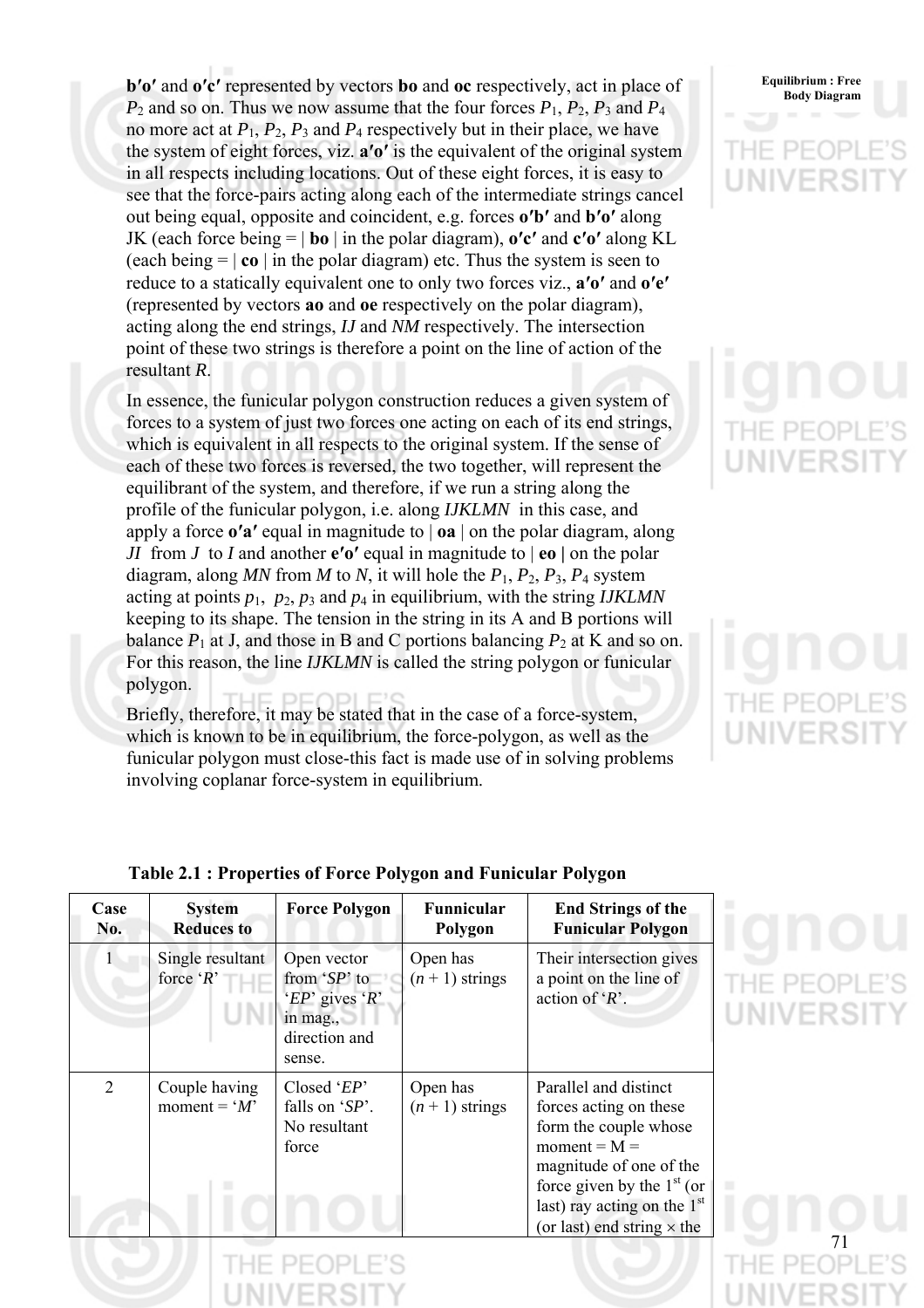**b′o′** and **o′c′** represented by vectors **bo** and **oc** respectively, act in place of $P_2$ and so on. Thus we now assume that the four forces $P_1$, $P_2$, $P_3$ and $P_4$ no more act at $P_1$, $P_2$, $P_3$ and $P_4$ respectively but in their place, we have the system of eight forces, viz. **a′o′** is the equivalent of the original system in all respects including locations. Out of these eight forces, it is easy to see that the force-pairs acting along each of the intermediate strings cancel out being equal, opposite and coincident, e.g. forces **o′b′** and **b′o′** along JK (each force being = | **bo** | in the polar diagram), **o′c′** and **c′o′** along KL (each being = | **co** | in the polar diagram) etc. Thus the system is seen to reduce to a statically equivalent one to only two forces viz., **a′o′** and **o′e′** (represented by vectors **ao** and **oe** respectively on the polar diagram), acting along the end strings, *IJ* and *NM* respectively. The intersection point of these two strings is therefore a point on the line of action of the resultant *R*.

In essence, the funicular polygon construction reduces a given system of forces to a system of just two forces one acting on each of its end strings, which is equivalent in all respects to the original system. If the sense of each of these two forces is reversed, the two together, will represent the equilibrant of the system, and therefore, if we run a string along the profile of the funicular polygon, i.e. along *IJKLMN* in this case, and apply a force **o′a′** equal in magnitude to | **oa** | on the polar diagram, along *JI* from *J* to *I* and another **e′o′** equal in magnitude to | **eo |** on the polar diagram, along *MN* from *M* to *N*, it will hole the $P_1$, $P_2$, $P_3$, $P_4$ system acting at points $p_1$, $p_2$, $p_3$ and $p_4$ in equilibrium, with the string *IJKLMN* keeping to its shape. The tension in the string in its A and B portions will balance $P_1$ at J, and those in B and C portions balancing $P_2$ at K and so on. For this reason, the line *IJKLMN* is called the string polygon or funicular polygon.

Briefly, therefore, it may be stated that in the case of a force-system, which is known to be in equilibrium, the force-polygon, as well as the funicular polygon must close-this fact is made use of in solving problems involving coplanar force-system in equilibrium.

**Table 2.1 : Properties of Force Polygon and Funicular Polygon**

| Case No. | System Reduces to | Force Polygon | Funnicular Polygon | End Strings of the Funicular Polygon |
|---|---|---|---|---|
| 1 | Single resultant force '*R*' | Open vector from '*SP*' to '*EP*' gives '*R*' in mag., direction and sense. | Open has $(n + 1)$ strings | Their intersection gives a point on the line of action of '*R*'. |
| 2 | Couple having moment = '*M*' | Closed '*EP*' falls on '*SP*'. No resultant force | Open has $(n + 1)$ strings | Parallel and distinct forces acting on these form the couple whose moment = M = magnitude of one of the force given by the 1st (or last) ray acting on the 1st (or last) end string × the |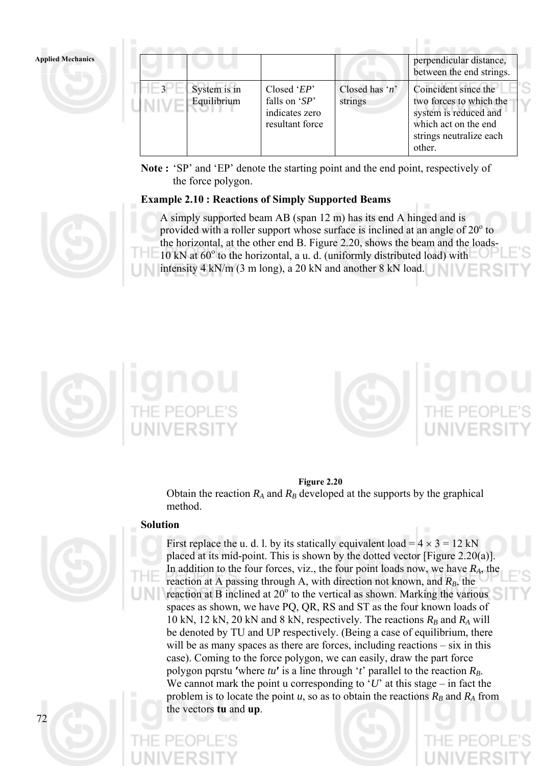|  |  |  |  | perpendicular distance, between the end strings. |
|---|---|---|---|---|
| 3 | System is in Equilibrium | Closed '*EP*' falls on '*SP*' indicates zero resultant force | Closed has '*n*' strings | Coincident since the two forces to which the system is reduced and which act on the end strings neutralize each other. |

**Note :** 'SP' and 'EP' denote the starting point and the end point, respectively of the force polygon.

**Example 2.10 : Reactions of Simply Supported Beams**

A simply supported beam AB (span 12 m) has its end A hinged and is provided with a roller support whose surface is inclined at an angle of 20° to the horizontal, at the other end B. Figure 2.20, shows the beam and the loads-10 kN at 60° to the horizontal, a u. d. (uniformly distributed load) with intensity 4 kN/m (3 m long), a 20 kN and another 8 kN load.

**Figure 2.20**

Obtain the reaction $R_A$ and $R_B$ developed at the supports by the graphical method.

**Solution**

First replace the u. d. l. by its statically equivalent load = 4 × 3 = 12 kN placed at its mid-point. This is shown by the dotted vector [Figure 2.20(a)]. In addition to the four forces, viz., the four point loads now, we have $R_A$, the reaction at A passing through A, with direction not known, and $R_B$, the reaction at B inclined at 20° to the vertical as shown. Marking the various spaces as shown, we have PQ, QR, RS and ST as the four known loads of 10 kN, 12 kN, 20 kN and 8 kN, respectively. The reactions $R_B$ and $R_A$ will be denoted by TU and UP respectively. (Being a case of equilibrium, there will be as many spaces as there are forces, including reactions – six in this case). Coming to the force polygon, we can easily, draw the part force polygon pqrstu ′where *tu*′ is a line through '*t*' parallel to the reaction $R_B$. We cannot mark the point u corresponding to '*U*' at this stage – in fact the problem is to locate the point *u*, so as to obtain the reactions $R_B$ and $R_A$ from the vectors **tu** and **up**.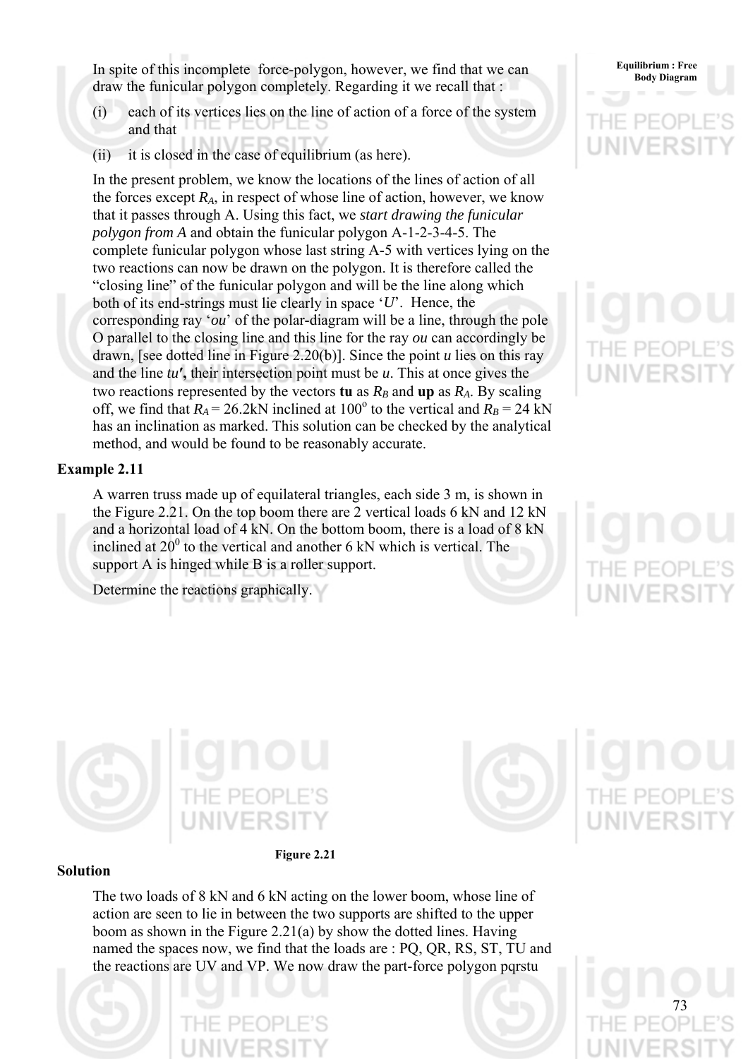In spite of this incomplete force-polygon, however, we find that we can draw the funicular polygon completely. Regarding it we recall that :

(i) each of its vertices lies on the line of action of a force of the system and that

(ii) it is closed in the case of equilibrium (as here).

In the present problem, we know the locations of the lines of action of all the forces except $R_A$, in respect of whose line of action, however, we know that it passes through A. Using this fact, we *start drawing the funicular polygon from A* and obtain the funicular polygon A-1-2-3-4-5. The complete funicular polygon whose last string A-5 with vertices lying on the two reactions can now be drawn on the polygon. It is therefore called the "closing line" of the funicular polygon and will be the line along which both of its end-strings must lie clearly in space '*U*'. Hence, the corresponding ray '*ou*' of the polar-diagram will be a line, through the pole O parallel to the closing line and this line for the ray *ou* can accordingly be drawn, [see dotted line in Figure 2.20(b)]. Since the point *u* lies on this ray and the line *tu′***,** their intersection point must be *u*. This at once gives the two reactions represented by the vectors **tu** as $R_B$ and **up** as $R_A$. By scaling off, we find that $R_A = 26.2$kN inclined at $100^o$ to the vertical and $R_B = 24$ kN has an inclination as marked. This solution can be checked by the analytical method, and would be found to be reasonably accurate.

### Example 2.11

A warren truss made up of equilateral triangles, each side 3 m, is shown in the Figure 2.21. On the top boom there are 2 vertical loads 6 kN and 12 kN and a horizontal load of 4 kN. On the bottom boom, there is a load of 8 kN inclined at $20^0$ to the vertical and another 6 kN which is vertical. The support A is hinged while B is a roller support.

Determine the reactions graphically.

**Figure 2.21**

### Solution

The two loads of 8 kN and 6 kN acting on the lower boom, whose line of action are seen to lie in between the two supports are shifted to the upper boom as shown in the Figure 2.21(a) by show the dotted lines. Having named the spaces now, we find that the loads are : PQ, QR, RS, ST, TU and the reactions are UV and VP. We now draw the part-force polygon pqrstu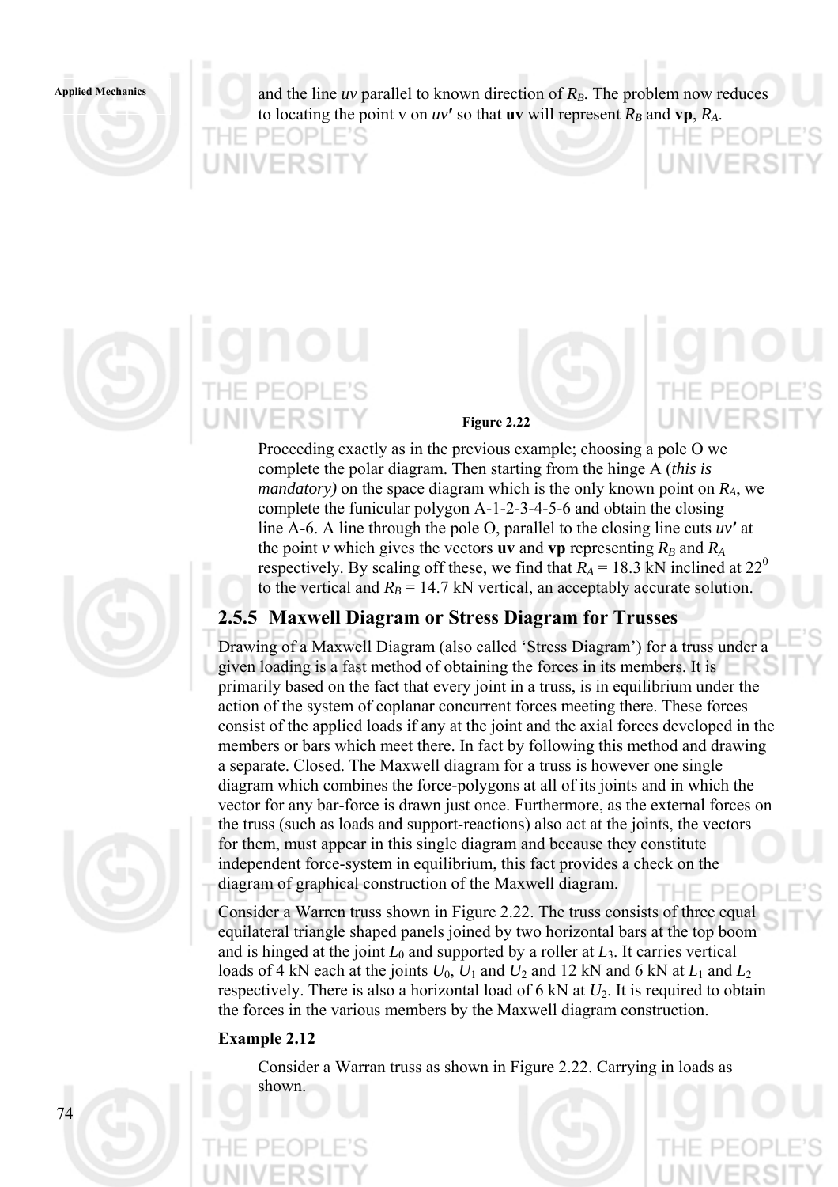and the line *uv* parallel to known direction of $R_B$. The problem now reduces to locating the point v on $uv'$ so that **uv** will represent $R_B$ and **vp**, $R_A$.

**Figure 2.22**

Proceeding exactly as in the previous example; choosing a pole O we complete the polar diagram. Then starting from the hinge A (*this is mandatory)* on the space diagram which is the only known point on $R_A$, we complete the funicular polygon A-1-2-3-4-5-6 and obtain the closing line A-6. A line through the pole O, parallel to the closing line cuts $uv'$ at the point $v$ which gives the vectors **uv** and **vp** representing $R_B$ and $R_A$ respectively. By scaling off these, we find that $R_A$ = 18.3 kN inclined at $22^0$ to the vertical and $R_B$ = 14.7 kN vertical, an acceptably accurate solution.

### 2.5.5 Maxwell Diagram or Stress Diagram for Trusses

Drawing of a Maxwell Diagram (also called 'Stress Diagram') for a truss under a given loading is a fast method of obtaining the forces in its members. It is primarily based on the fact that every joint in a truss, is in equilibrium under the action of the system of coplanar concurrent forces meeting there. These forces consist of the applied loads if any at the joint and the axial forces developed in the members or bars which meet there. In fact by following this method and drawing a separate. Closed. The Maxwell diagram for a truss is however one single diagram which combines the force-polygons at all of its joints and in which the vector for any bar-force is drawn just once. Furthermore, as the external forces on the truss (such as loads and support-reactions) also act at the joints, the vectors for them, must appear in this single diagram and because they constitute independent force-system in equilibrium, this fact provides a check on the diagram of graphical construction of the Maxwell diagram.

Consider a Warren truss shown in Figure 2.22. The truss consists of three equal equilateral triangle shaped panels joined by two horizontal bars at the top boom and is hinged at the joint $L_0$ and supported by a roller at $L_3$. It carries vertical loads of 4 kN each at the joints $U_0$, $U_1$ and $U_2$ and 12 kN and 6 kN at $L_1$ and $L_2$ respectively. There is also a horizontal load of 6 kN at $U_2$. It is required to obtain the forces in the various members by the Maxwell diagram construction.

**Example 2.12**

Consider a Warran truss as shown in Figure 2.22. Carrying in loads as shown.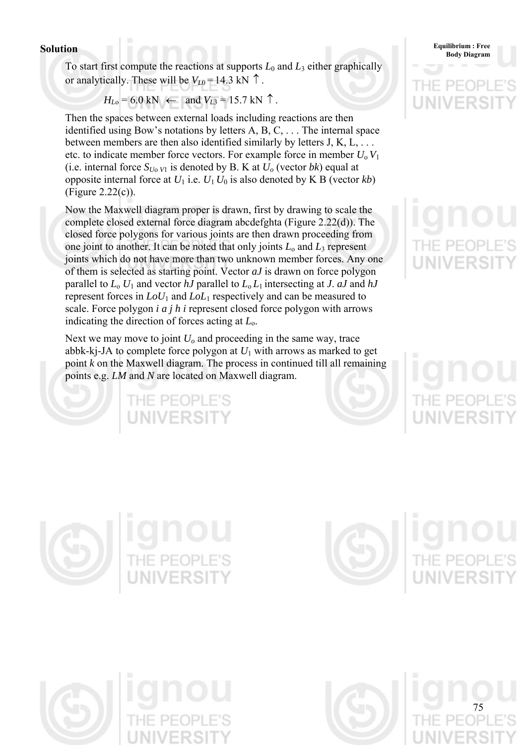**Solution**

To start first compute the reactions at supports $L_0$ and $L_3$ either graphically or analytically. These will be $V_{L0} = 14.3$ kN ↑.

$H_{Lo} = 6.0$ kN ← and $V_{L3} = 15.7$ kN ↑.

Then the spaces between external loads including reactions are then identified using Bow's notations by letters A, B, C, . . . The internal space between members are then also identified similarly by letters J, K, L, . . . etc. to indicate member force vectors. For example force in member $U_o V_1$ (i.e. internal force $S_{Uo\,V1}$ is denoted by B. K at $U_o$ (vector *bk*) equal at opposite internal force at $U_1$ i.e. $U_1 U_0$ is also denoted by K B (vector *kb*) (Figure 2.22(c)).

Now the Maxwell diagram proper is drawn, first by drawing to scale the complete closed external force diagram abcdefghta (Figure 2.22(d)). The closed force polygons for various joints are then drawn proceeding from one joint to another. It can be noted that only joints $L_o$ and $L_3$ represent joints which do not have more than two unknown member forces. Any one of them is selected as starting point. Vector *aJ* is drawn on force polygon parallel to $L_o U_1$ and vector *hJ* parallel to $L_o L_1$ intersecting at *J*. *aJ* and *hJ* represent forces in $LoU_1$ and $LoL_1$ respectively and can be measured to scale. Force polygon *i a j h i* represent closed force polygon with arrows indicating the direction of forces acting at $L_o$.

Next we may move to joint $U_o$ and proceeding in the same way, trace abbk-kj-JA to complete force polygon at $U_1$ with arrows as marked to get point *k* on the Maxwell diagram. The process in continued till all remaining points e.g. *LM* and *N* are located on Maxwell diagram.